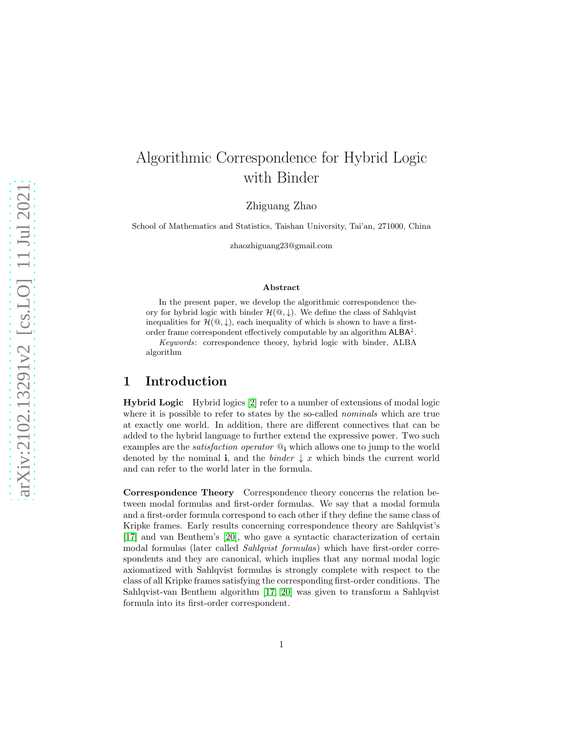# Algorithmic Correspondence for Hybrid Logic with Binder

Zhiguang Zhao

School of Mathematics and Statistics, Taishan University, Tai'an, 271000, China

zhaozhiguang23@gmail.com

### Abstract

In the present paper, we develop the algorithmic correspondence theory for hybrid logic with binder $\mathcal{H}(@, \downarrow)$. We define the class of Sahlqvist inequalities for $\mathcal{H}(@, \downarrow)$, each inequality of which is shown to have a first-order frame correspondent effectively computable by an algorithm $\mathsf{ALBA}^{\downarrow}$.

*Keywords*: correspondence theory, hybrid logic with binder, ALBA algorithm

## 1 Introduction

**Hybrid Logic** Hybrid logics [2] refer to a number of extensions of modal logic where it is possible to refer to states by the so-called *nominals* which are true at exactly one world. In addition, there are different connectives that can be added to the hybrid language to further extend the expressive power. Two such examples are the *satisfaction operator* $@_{\mathbf{i}}$ which allows one to jump to the world denoted by the nominal $\mathbf{i}$, and the *binder* $\downarrow x$ which binds the current world and can refer to the world later in the formula.

**Correspondence Theory** Correspondence theory concerns the relation between modal formulas and first-order formulas. We say that a modal formula and a first-order formula correspond to each other if they define the same class of Kripke frames. Early results concerning correspondence theory are Sahlqvist's [17] and van Benthem's [20], who gave a syntactic characterization of certain modal formulas (later called *Sahlqvist formulas*) which have first-order correspondents and they are canonical, which implies that any normal modal logic axiomatized with Sahlqvist formulas is strongly complete with respect to the class of all Kripke frames satisfying the corresponding first-order conditions. The Sahlqvist-van Benthem algorithm [17, 20] was given to transform a Sahlqvist formula into its first-order correspondent.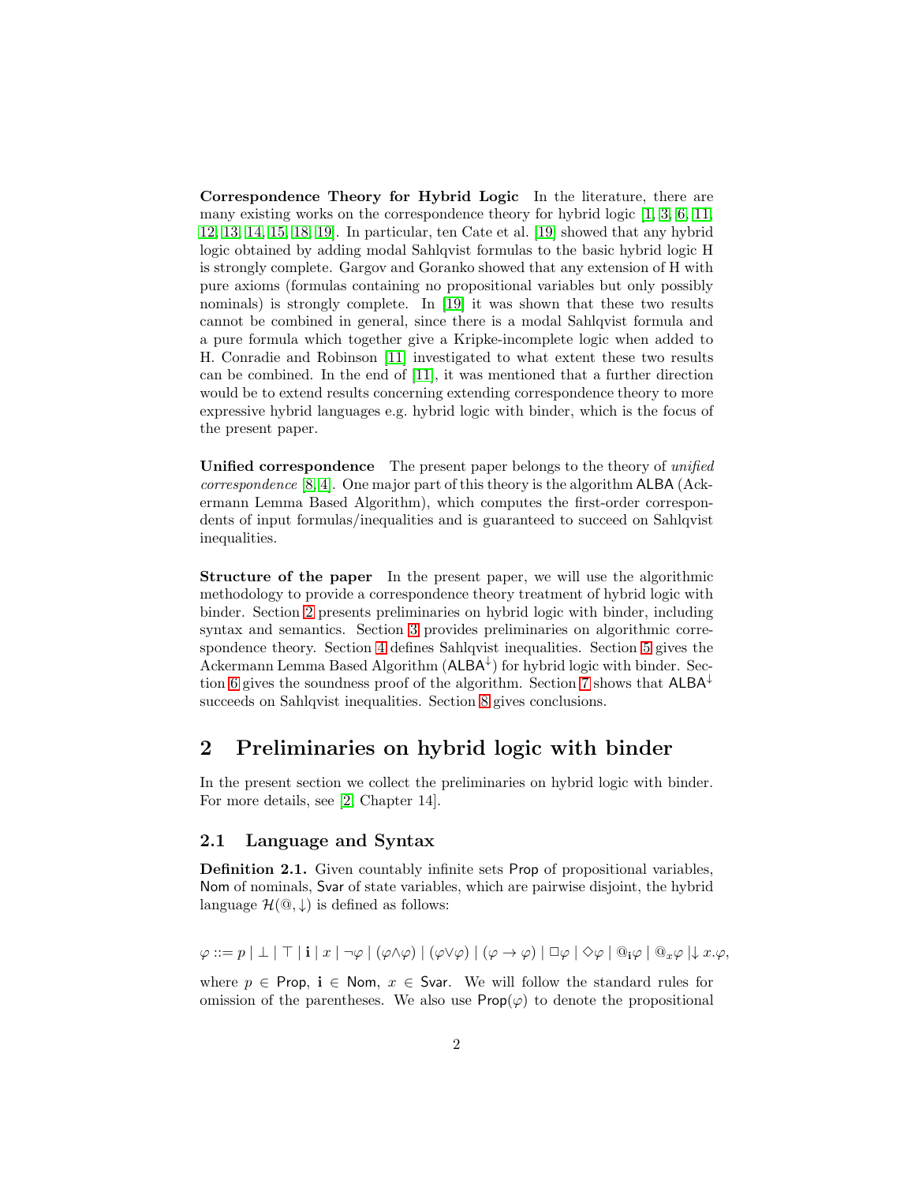**Correspondence Theory for Hybrid Logic** In the literature, there are many existing works on the correspondence theory for hybrid logic [1, 3, 6, 11, 12, 13, 14, 15, 18, 19]. In particular, ten Cate et al. [19] showed that any hybrid logic obtained by adding modal Sahlqvist formulas to the basic hybrid logic H is strongly complete. Gargov and Goranko showed that any extension of H with pure axioms (formulas containing no propositional variables but only possibly nominals) is strongly complete. In [19] it was shown that these two results cannot be combined in general, since there is a modal Sahlqvist formula and a pure formula which together give a Kripke-incomplete logic when added to H. Conradie and Robinson [11] investigated to what extent these two results can be combined. In the end of [11], it was mentioned that a further direction would be to extend results concerning extending correspondence theory to more expressive hybrid languages e.g. hybrid logic with binder, which is the focus of the present paper.

**Unified correspondence** The present paper belongs to the theory of *unified correspondence* [8, 4]. One major part of this theory is the algorithm ALBA (Ackermann Lemma Based Algorithm), which computes the first-order correspondents of input formulas/inequalities and is guaranteed to succeed on Sahlqvist inequalities.

**Structure of the paper** In the present paper, we will use the algorithmic methodology to provide a correspondence theory treatment of hybrid logic with binder. Section 2 presents preliminaries on hybrid logic with binder, including syntax and semantics. Section 3 provides preliminaries on algorithmic correspondence theory. Section 4 defines Sahlqvist inequalities. Section 5 gives the Ackermann Lemma Based Algorithm ($\mathsf{ALBA}^{\downarrow}$) for hybrid logic with binder. Section 6 gives the soundness proof of the algorithm. Section 7 shows that $\mathsf{ALBA}^{\downarrow}$ succeeds on Sahlqvist inequalities. Section 8 gives conclusions.

## 2 Preliminaries on hybrid logic with binder

In the present section we collect the preliminaries on hybrid logic with binder. For more details, see [2, Chapter 14].

### 2.1 Language and Syntax

**Definition 2.1.** Given countably infinite sets $\mathsf{Prop}$ of propositional variables, $\mathsf{Nom}$ of nominals, $\mathsf{Svar}$ of state variables, which are pairwise disjoint, the hybrid language $\mathcal{H}(@, \downarrow)$ is defined as follows:

$$\varphi ::= p \mid \bot \mid \top \mid \mathbf{i} \mid x \mid \neg\varphi \mid (\varphi \wedge \varphi) \mid (\varphi \vee \varphi) \mid (\varphi \to \varphi) \mid \Box\varphi \mid \Diamond\varphi \mid @_{\mathbf{i}}\varphi \mid @_{x}\varphi \mid \downarrow x.\varphi,$$

where $p \in \mathsf{Prop}$, $\mathbf{i} \in \mathsf{Nom}$, $x \in \mathsf{Svar}$. We will follow the standard rules for omission of the parentheses. We also use $\mathsf{Prop}(\varphi)$ to denote the propositional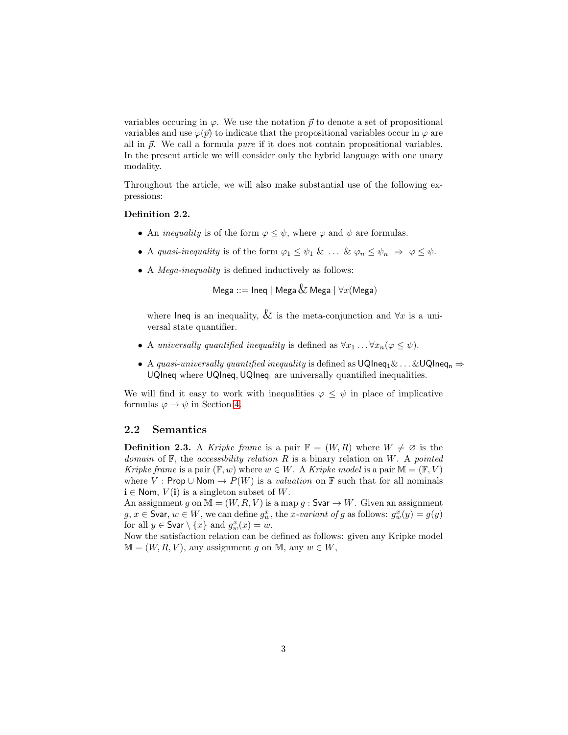variables occuring in $\varphi$. We use the notation $\vec{p}$ to denote a set of propositional variables and use $\varphi(\vec{p})$ to indicate that the propositional variables occur in $\varphi$ are all in $\vec{p}$. We call a formula *pure* if it does not contain propositional variables. In the present article we will consider only the hybrid language with one unary modality.

Throughout the article, we will also make substantial use of the following expressions:

**Definition 2.2.**

- An *inequality* is of the form $\varphi \leq \psi$, where $\varphi$ and $\psi$ are formulas.
- A *quasi-inequality* is of the form $\varphi_1 \leq \psi_1$ & ... & $\varphi_n \leq \psi_n \Rightarrow \varphi \leq \psi$.
- A *Mega-inequality* is defined inductively as follows:

$$\mathsf{Mega} ::= \mathsf{Ineq} \mid \mathsf{Mega} \,\&\, \mathsf{Mega} \mid \forall x(\mathsf{Mega})$$

  where $\mathsf{Ineq}$ is an inequality, & is the meta-conjunction and $\forall x$ is a universal state quantifier.

- A *universally quantified inequality* is defined as $\forall x_1 \ldots \forall x_n(\varphi \leq \psi)$.
- A *quasi-universally quantified inequality* is defined as $\mathsf{UQIneq}_1 \& \ldots \& \mathsf{UQIneq}_n \Rightarrow \mathsf{UQIneq}$ where $\mathsf{UQIneq}, \mathsf{UQIneq}_i$ are universally quantified inequalities.

We will find it easy to work with inequalities $\varphi \leq \psi$ in place of implicative formulas $\varphi \to \psi$ in Section 4.

## 2.2 Semantics

**Definition 2.3.** A *Kripke frame* is a pair $\mathbb{F} = (W, R)$ where $W \neq \varnothing$ is the *domain* of $\mathbb{F}$, the *accessibility relation* $R$ is a binary relation on $W$. A *pointed Kripke frame* is a pair $(\mathbb{F}, w)$ where $w \in W$. A *Kripke model* is a pair $\mathbb{M} = (\mathbb{F}, V)$ where $V : \mathsf{Prop} \cup \mathsf{Nom} \to P(W)$ is a *valuation* on $\mathbb{F}$ such that for all nominals $\mathbf{i} \in \mathsf{Nom}$, $V(\mathbf{i})$ is a singleton subset of $W$.
An assignment $g$ on $\mathbb{M} = (W, R, V)$ is a map $g : \mathsf{Svar} \to W$. Given an assignment $g$, $x \in \mathsf{Svar}$, $w \in W$, we can define $g^x_w$, the *x-variant of* $g$ as follows: $g^x_w(y) = g(y)$ for all $y \in \mathsf{Svar} \setminus \{x\}$ and $g^x_w(x) = w$.
Now the satisfaction relation can be defined as follows: given any Kripke model $\mathbb{M} = (W, R, V)$, any assignment $g$ on $\mathbb{M}$, any $w \in W$,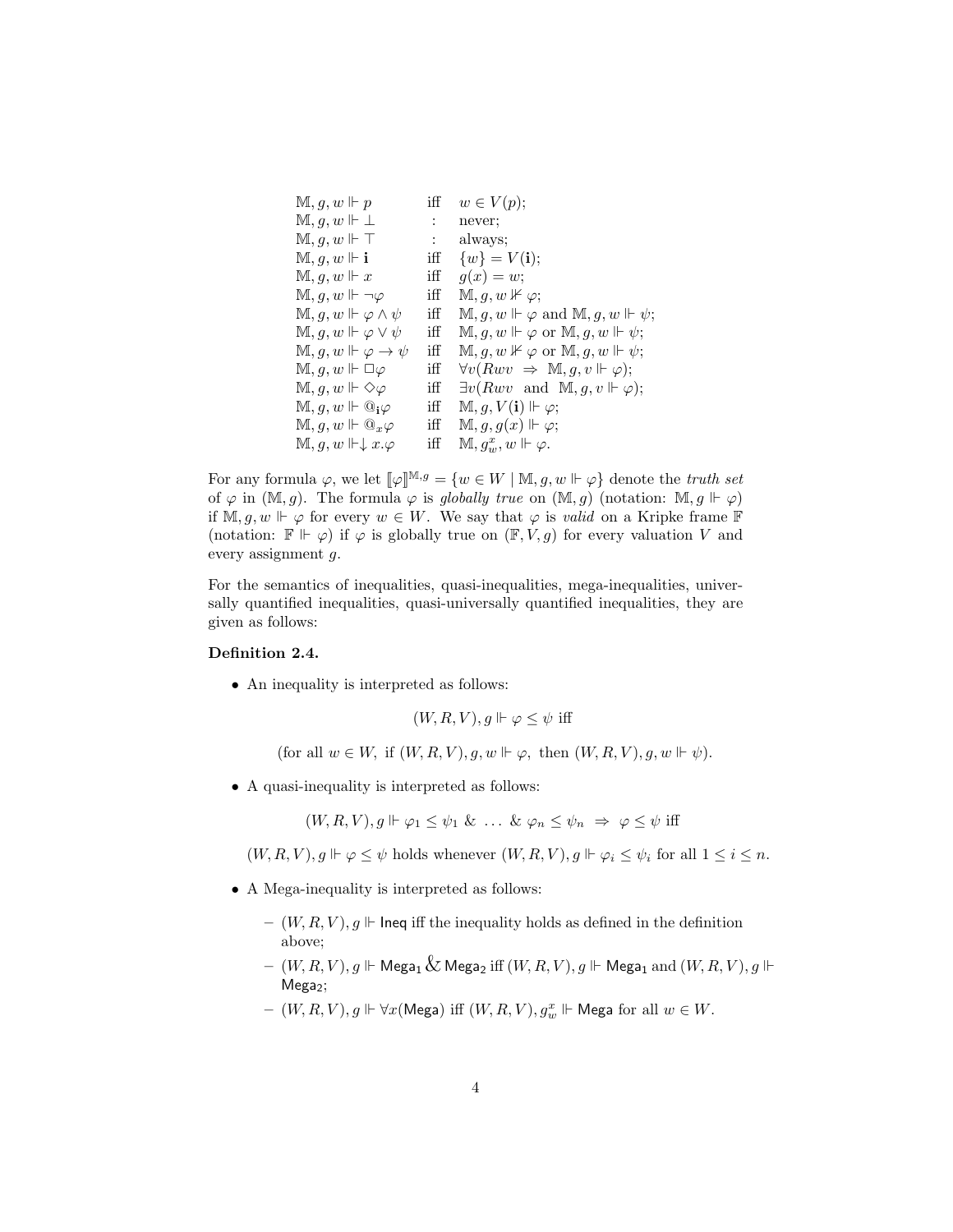$$
\begin{array}{lcl}
\mathbb{M}, g, w \Vdash p & \text{iff} & w \in V(p); \\
\mathbb{M}, g, w \Vdash \bot & : & \text{never}; \\
\mathbb{M}, g, w \Vdash \top & : & \text{always}; \\
\mathbb{M}, g, w \Vdash \mathbf{i} & \text{iff} & \{w\} = V(\mathbf{i}); \\
\mathbb{M}, g, w \Vdash x & \text{iff} & g(x) = w; \\
\mathbb{M}, g, w \Vdash \neg\varphi & \text{iff} & \mathbb{M}, g, w \nVdash \varphi; \\
\mathbb{M}, g, w \Vdash \varphi \wedge \psi & \text{iff} & \mathbb{M}, g, w \Vdash \varphi \text{ and } \mathbb{M}, g, w \Vdash \psi; \\
\mathbb{M}, g, w \Vdash \varphi \vee \psi & \text{iff} & \mathbb{M}, g, w \Vdash \varphi \text{ or } \mathbb{M}, g, w \Vdash \psi; \\
\mathbb{M}, g, w \Vdash \varphi \to \psi & \text{iff} & \mathbb{M}, g, w \nVdash \varphi \text{ or } \mathbb{M}, g, w \Vdash \psi; \\
\mathbb{M}, g, w \Vdash \Box\varphi & \text{iff} & \forall v(Rwv \ \Rightarrow \ \mathbb{M}, g, v \Vdash \varphi); \\
\mathbb{M}, g, w \Vdash \Diamond\varphi & \text{iff} & \exists v(Rwv \ \text{ and } \ \mathbb{M}, g, v \Vdash \varphi); \\
\mathbb{M}, g, w \Vdash @_{\mathbf{i}}\varphi & \text{iff} & \mathbb{M}, g, V(\mathbf{i}) \Vdash \varphi; \\
\mathbb{M}, g, w \Vdash @_{x}\varphi & \text{iff} & \mathbb{M}, g, g(x) \Vdash \varphi; \\
\mathbb{M}, g, w \Vdash \downarrow x.\varphi & \text{iff} & \mathbb{M}, g^x_w, w \Vdash \varphi.
\end{array}
$$

For any formula $\varphi$, we let $[\![\varphi]\!]^{\mathbb{M},g} = \{w \in W \mid \mathbb{M}, g, w \Vdash \varphi\}$ denote the *truth set* of $\varphi$ in $(\mathbb{M}, g)$. The formula $\varphi$ is *globally true* on $(\mathbb{M}, g)$ (notation: $\mathbb{M}, g \Vdash \varphi$) if $\mathbb{M}, g, w \Vdash \varphi$ for every $w \in W$. We say that $\varphi$ is *valid* on a Kripke frame $\mathbb{F}$ (notation: $\mathbb{F} \Vdash \varphi$) if $\varphi$ is globally true on $(\mathbb{F}, V, g)$ for every valuation $V$ and every assignment $g$.

For the semantics of inequalities, quasi-inequalities, mega-inequalities, universally quantified inequalities, quasi-universally quantified inequalities, they are given as follows:

**Definition 2.4.**

- An inequality is interpreted as follows:

$$(W, R, V), g \Vdash \varphi \leq \psi \text{ iff}$$

$$(\text{for all } w \in W, \text{ if } (W, R, V), g, w \Vdash \varphi, \text{ then } (W, R, V), g, w \Vdash \psi).$$

- A quasi-inequality is interpreted as follows:

$$(W, R, V), g \Vdash \varphi_1 \leq \psi_1 \ \& \ \ldots \ \& \ \varphi_n \leq \psi_n \ \Rightarrow \ \varphi \leq \psi \text{ iff}$$

$(W, R, V), g \Vdash \varphi \leq \psi$ holds whenever $(W, R, V), g \Vdash \varphi_i \leq \psi_i$ for all $1 \leq i \leq n$.

- A Mega-inequality is interpreted as follows:
  - $(W, R, V), g \Vdash \mathsf{Ineq}$ iff the inequality holds as defined in the definition above;
  - $(W, R, V), g \Vdash \mathsf{Mega}_1 \,\&\, \mathsf{Mega}_2$ iff $(W, R, V), g \Vdash \mathsf{Mega}_1$ and $(W, R, V), g \Vdash \mathsf{Mega}_2$;
  - $(W, R, V), g \Vdash \forall x(\mathsf{Mega})$ iff $(W, R, V), g^x_w \Vdash \mathsf{Mega}$ for all $w \in W$.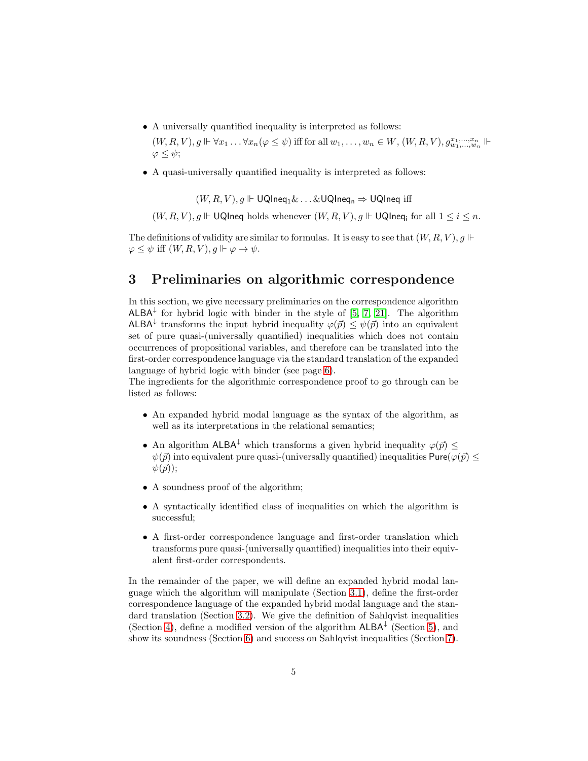- A universally quantified inequality is interpreted as follows:

  $(W, R, V), g \Vdash \forall x_1 \ldots \forall x_n(\varphi \leq \psi)$ iff for all $w_1, \ldots, w_n \in W$, $(W, R, V), g^{x_1,\ldots,x_n}_{w_1,\ldots,w_n} \Vdash \varphi \leq \psi$;

- A quasi-universally quantified inequality is interpreted as follows:

$$(W, R, V), g \Vdash \mathsf{UQIneq_1} \& \ldots \& \mathsf{UQIneq_n} \Rightarrow \mathsf{UQIneq} \text{ iff}$$

  $(W, R, V), g \Vdash \mathsf{UQIneq}$ holds whenever $(W, R, V), g \Vdash \mathsf{UQIneq_i}$ for all $1 \leq i \leq n$.

The definitions of validity are similar to formulas. It is easy to see that $(W, R, V), g \Vdash \varphi \leq \psi$ iff $(W, R, V), g \Vdash \varphi \to \psi$.

# 3 Preliminaries on algorithmic correspondence

In this section, we give necessary preliminaries on the correspondence algorithm $\mathsf{ALBA}^{\downarrow}$ for hybrid logic with binder in the style of [5, 7, 21]. The algorithm $\mathsf{ALBA}^{\downarrow}$ transforms the input hybrid inequality $\varphi(\vec{p}) \leq \psi(\vec{p})$ into an equivalent set of pure quasi-(universally quantified) inequalities which does not contain occurrences of propositional variables, and therefore can be translated into the first-order correspondence language via the standard translation of the expanded language of hybrid logic with binder (see page 6).

The ingredients for the algorithmic correspondence proof to go through can be listed as follows:

- An expanded hybrid modal language as the syntax of the algorithm, as well as its interpretations in the relational semantics;
- An algorithm $\mathsf{ALBA}^{\downarrow}$ which transforms a given hybrid inequality $\varphi(\vec{p}) \leq \psi(\vec{p})$ into equivalent pure quasi-(universally quantified) inequalities $\mathsf{Pure}(\varphi(\vec{p}) \leq \psi(\vec{p}))$;
- A soundness proof of the algorithm;
- A syntactically identified class of inequalities on which the algorithm is successful;
- A first-order correspondence language and first-order translation which transforms pure quasi-(universally quantified) inequalities into their equivalent first-order correspondents.

In the remainder of the paper, we will define an expanded hybrid modal language which the algorithm will manipulate (Section 3.1), define the first-order correspondence language of the expanded hybrid modal language and the standard translation (Section 3.2). We give the definition of Sahlqvist inequalities (Section 4), define a modified version of the algorithm $\mathsf{ALBA}^{\downarrow}$ (Section 5), and show its soundness (Section 6) and success on Sahlqvist inequalities (Section 7).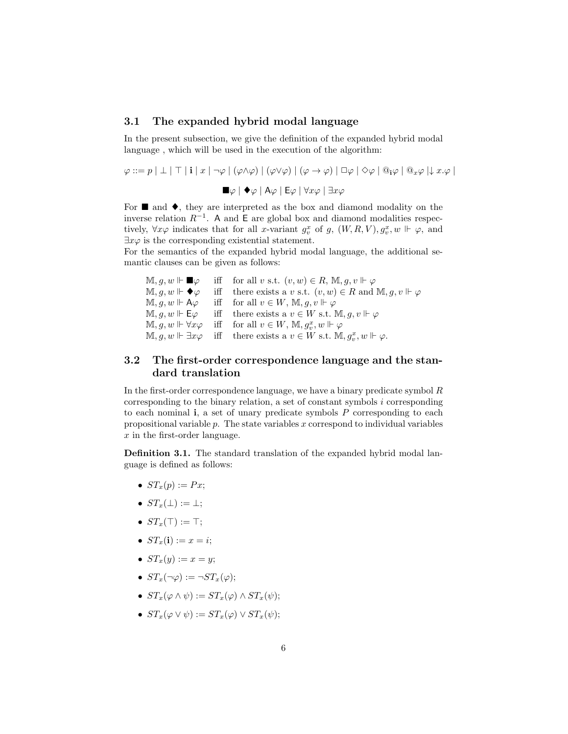### 3.1 The expanded hybrid modal language

In the present subsection, we give the definition of the expanded hybrid modal language , which will be used in the execution of the algorithm:

$$\varphi ::= p \mid \bot \mid \top \mid \mathbf{i} \mid x \mid \neg\varphi \mid (\varphi\wedge\varphi) \mid (\varphi\vee\varphi) \mid (\varphi \to \varphi) \mid \Box\varphi \mid \Diamond\varphi \mid @_{\mathbf{i}}\varphi \mid @_{x}\varphi \mid \downarrow x.\varphi \mid$$

$$\blacksquare\varphi \mid \blacklozenge\varphi \mid \mathsf{A}\varphi \mid \mathsf{E}\varphi \mid \forall x\varphi \mid \exists x\varphi$$

For $\blacksquare$ and $\blacklozenge$, they are interpreted as the box and diamond modality on the inverse relation $R^{-1}$. $\mathsf{A}$ and $\mathsf{E}$ are global box and diamond modalities respectively, $\forall x\varphi$ indicates that for all $x$-variant $g^x_v$ of $g$, $(W, R, V), g^x_v, w \Vdash \varphi$, and $\exists x\varphi$ is the corresponding existential statement.

For the semantics of the expanded hybrid modal language, the additional semantic clauses can be given as follows:

| | | |
|---|---|---|
| $\mathbb{M}, g, w \Vdash \blacksquare\varphi$ | iff | for all $v$ s.t. $(v, w) \in R$, $\mathbb{M}, g, v \Vdash \varphi$ |
| $\mathbb{M}, g, w \Vdash \blacklozenge\varphi$ | iff | there exists a $v$ s.t. $(v, w) \in R$ and $\mathbb{M}, g, v \Vdash \varphi$ |
| $\mathbb{M}, g, w \Vdash \mathsf{A}\varphi$ | iff | for all $v \in W$, $\mathbb{M}, g, v \Vdash \varphi$ |
| $\mathbb{M}, g, w \Vdash \mathsf{E}\varphi$ | iff | there exists a $v \in W$ s.t. $\mathbb{M}, g, v \Vdash \varphi$ |
| $\mathbb{M}, g, w \Vdash \forall x\varphi$ | iff | for all $v \in W$, $\mathbb{M}, g^x_v, w \Vdash \varphi$ |
| $\mathbb{M}, g, w \Vdash \exists x\varphi$ | iff | there exists a $v \in W$ s.t. $\mathbb{M}, g^x_v, w \Vdash \varphi$. |

### 3.2 The first-order correspondence language and the standard translation

In the first-order correspondence language, we have a binary predicate symbol $R$ corresponding to the binary relation, a set of constant symbols $i$ corresponding to each nominal $\mathbf{i}$, a set of unary predicate symbols $P$ corresponding to each propositional variable $p$. The state variables $x$ correspond to individual variables $x$ in the first-order language.

**Definition 3.1.** The standard translation of the expanded hybrid modal language is defined as follows:

- $ST_x(p) := Px$;
- $ST_x(\bot) := \bot$;
- $ST_x(\top) := \top$;
- $ST_x(\mathbf{i}) := x = i$;
- $ST_x(y) := x = y$;
- $ST_x(\neg\varphi) := \neg ST_x(\varphi)$;
- $ST_x(\varphi \wedge \psi) := ST_x(\varphi) \wedge ST_x(\psi)$;
- $ST_x(\varphi \vee \psi) := ST_x(\varphi) \vee ST_x(\psi)$;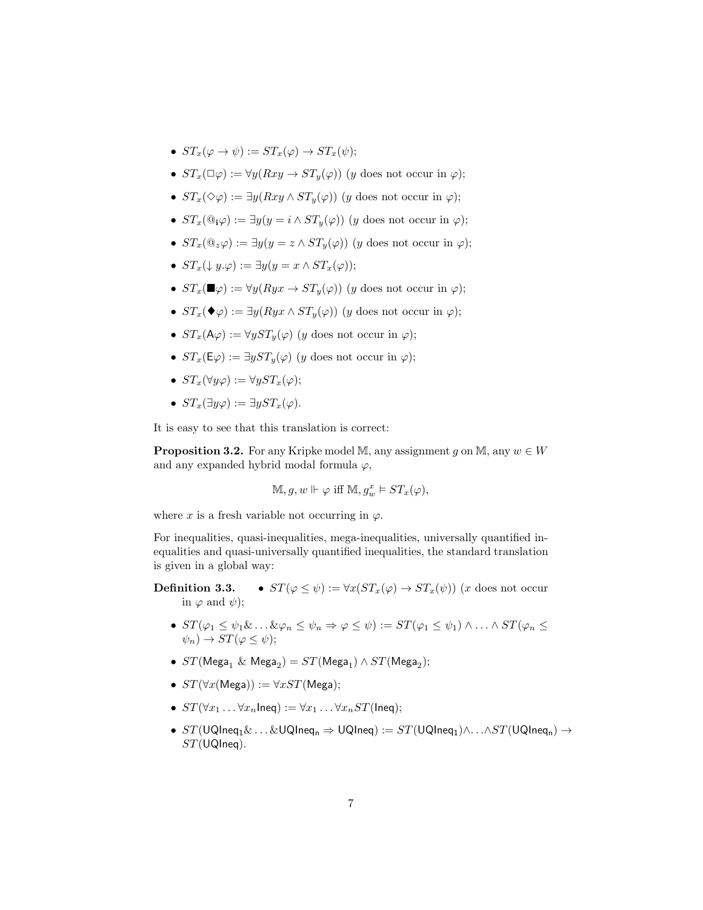- $ST_x(\varphi \to \psi) := ST_x(\varphi) \to ST_x(\psi)$;
- $ST_x(\Box\varphi) := \forall y(Rxy \to ST_y(\varphi))$ ($y$ does not occur in $\varphi$);
- $ST_x(\Diamond\varphi) := \exists y(Rxy \wedge ST_y(\varphi))$ ($y$ does not occur in $\varphi$);
- $ST_x(@_{\mathbf{i}}\varphi) := \exists y(y = i \wedge ST_y(\varphi))$ ($y$ does not occur in $\varphi$);
- $ST_x(@_z\varphi) := \exists y(y = z \wedge ST_y(\varphi))$ ($y$ does not occur in $\varphi$);
- $ST_x(\downarrow y.\varphi) := \exists y(y = x \wedge ST_x(\varphi))$;
- $ST_x(\blacksquare\varphi) := \forall y(Ryx \to ST_y(\varphi))$ ($y$ does not occur in $\varphi$);
- $ST_x(\blacklozenge\varphi) := \exists y(Ryx \wedge ST_y(\varphi))$ ($y$ does not occur in $\varphi$);
- $ST_x(\mathsf{A}\varphi) := \forall y ST_y(\varphi)$ ($y$ does not occur in $\varphi$);
- $ST_x(\mathsf{E}\varphi) := \exists y ST_y(\varphi)$ ($y$ does not occur in $\varphi$);
- $ST_x(\forall y\varphi) := \forall y ST_x(\varphi)$;
- $ST_x(\exists y\varphi) := \exists y ST_x(\varphi)$.

It is easy to see that this translation is correct:

**Proposition 3.2.** For any Kripke model $\mathbb{M}$, any assignment $g$ on $\mathbb{M}$, any $w \in W$ and any expanded hybrid modal formula $\varphi$,

$$\mathbb{M}, g, w \Vdash \varphi \text{ iff } \mathbb{M}, g^x_w \vDash ST_x(\varphi),$$

where $x$ is a fresh variable not occurring in $\varphi$.

For inequalities, quasi-inequalities, mega-inequalities, universally quantified inequalities and quasi-universally quantified inequalities, the standard translation is given in a global way:

**Definition 3.3.**

- $ST(\varphi \leq \psi) := \forall x(ST_x(\varphi) \to ST_x(\psi))$ ($x$ does not occur in $\varphi$ and $\psi$);
- $ST(\varphi_1 \leq \psi_1 \& \ldots \& \varphi_n \leq \psi_n \Rightarrow \varphi \leq \psi) := ST(\varphi_1 \leq \psi_1) \wedge \ldots \wedge ST(\varphi_n \leq \psi_n) \to ST(\varphi \leq \psi)$;
- $ST(\mathsf{Mega}_1 \ \& \ \mathsf{Mega}_2) = ST(\mathsf{Mega}_1) \wedge ST(\mathsf{Mega}_2)$;
- $ST(\forall x(\mathsf{Mega})) := \forall x ST(\mathsf{Mega})$;
- $ST(\forall x_1 \ldots \forall x_n \mathsf{Ineq}) := \forall x_1 \ldots \forall x_n ST(\mathsf{Ineq})$;
- $ST(\mathsf{UQIneq_1} \& \ldots \& \mathsf{UQIneq_n} \Rightarrow \mathsf{UQIneq}) := ST(\mathsf{UQIneq_1}) \wedge \ldots \wedge ST(\mathsf{UQIneq_n}) \to ST(\mathsf{UQIneq})$.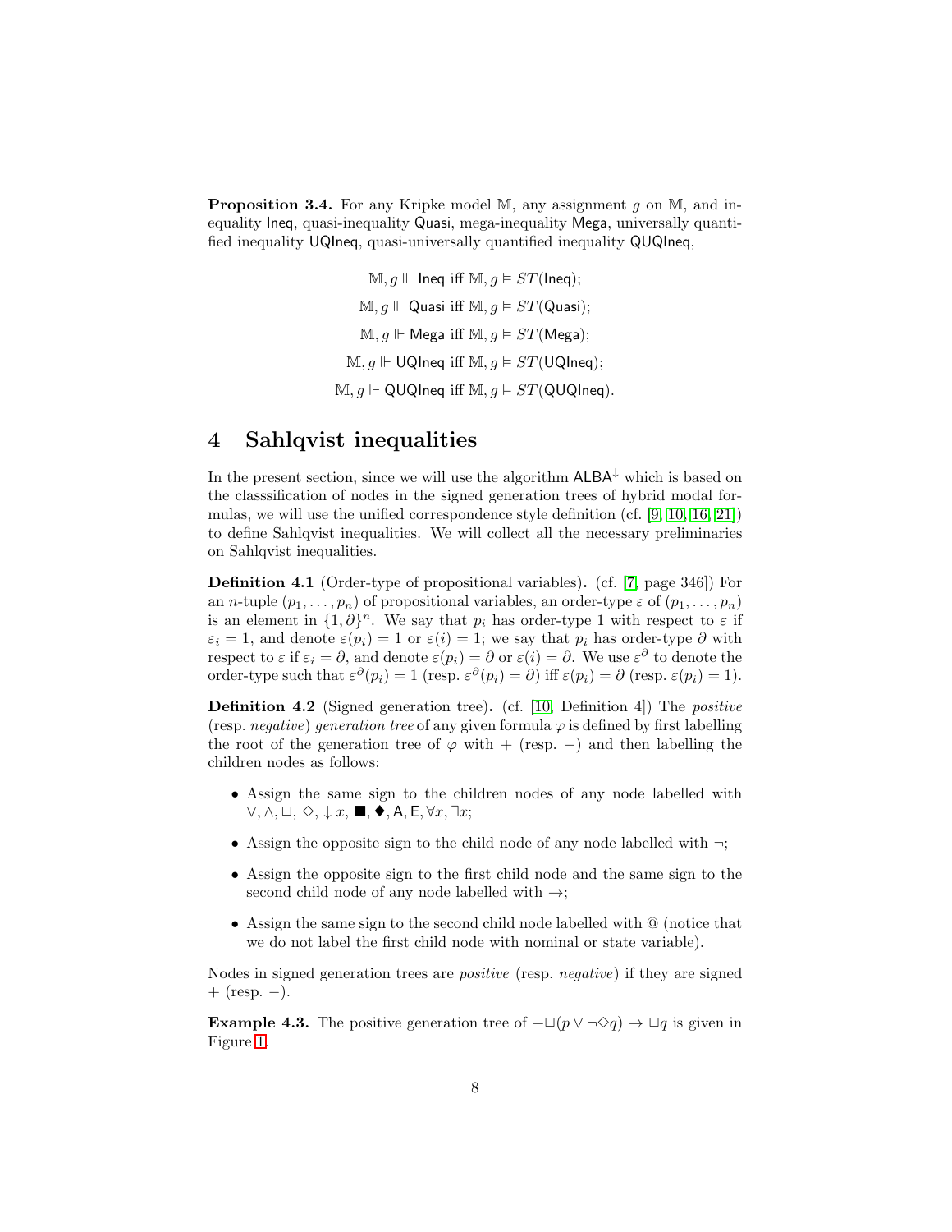**Proposition 3.4.** For any Kripke model $\mathbb{M}$, any assignment $g$ on $\mathbb{M}$, and inequality $\mathsf{Ineq}$, quasi-inequality $\mathsf{Quasi}$, mega-inequality $\mathsf{Mega}$, universally quantified inequality $\mathsf{UQIneq}$, quasi-universally quantified inequality $\mathsf{QUQIneq}$,

$$\mathbb{M}, g \Vdash \mathsf{Ineq} \text{ iff } \mathbb{M}, g \vDash ST(\mathsf{Ineq});$$

$$\mathbb{M}, g \Vdash \mathsf{Quasi} \text{ iff } \mathbb{M}, g \vDash ST(\mathsf{Quasi});$$

$$\mathbb{M}, g \Vdash \mathsf{Mega} \text{ iff } \mathbb{M}, g \vDash ST(\mathsf{Mega});$$

$$\mathbb{M}, g \Vdash \mathsf{UQIneq} \text{ iff } \mathbb{M}, g \vDash ST(\mathsf{UQIneq});$$

$$\mathbb{M}, g \Vdash \mathsf{QUQIneq} \text{ iff } \mathbb{M}, g \vDash ST(\mathsf{QUQIneq}).$$

# 4 Sahlqvist inequalities

In the present section, since we will use the algorithm $\mathsf{ALBA}^{\downarrow}$ which is based on the classsification of nodes in the signed generation trees of hybrid modal formulas, we will use the unified correspondence style definition (cf. [9, 10, 16, 21]) to define Sahlqvist inequalities. We will collect all the necessary preliminaries on Sahlqvist inequalities.

**Definition 4.1** (Order-type of propositional variables)**.** (cf. [7, page 346]) For an $n$-tuple $(p_1, \ldots, p_n)$ of propositional variables, an order-type $\varepsilon$ of $(p_1, \ldots, p_n)$ is an element in $\{1, \partial\}^n$. We say that $p_i$ has order-type 1 with respect to $\varepsilon$ if $\varepsilon_i = 1$, and denote $\varepsilon(p_i) = 1$ or $\varepsilon(i) = 1$; we say that $p_i$ has order-type $\partial$ with respect to $\varepsilon$ if $\varepsilon_i = \partial$, and denote $\varepsilon(p_i) = \partial$ or $\varepsilon(i) = \partial$. We use $\varepsilon^\partial$ to denote the order-type such that $\varepsilon^\partial(p_i) = 1$ (resp. $\varepsilon^\partial(p_i) = \partial$) iff $\varepsilon(p_i) = \partial$ (resp. $\varepsilon(p_i) = 1$).

**Definition 4.2** (Signed generation tree)**.** (cf. [10, Definition 4]) The *positive* (resp. *negative*) *generation tree* of any given formula $\varphi$ is defined by first labelling the root of the generation tree of $\varphi$ with $+$ (resp. $-$) and then labelling the children nodes as follows:

- Assign the same sign to the children nodes of any node labelled with $\vee, \wedge, \Box, \Diamond, \downarrow x, \blacksquare, \blacklozenge, \mathsf{A}, \mathsf{E}, \forall x, \exists x$;
- Assign the opposite sign to the child node of any node labelled with $\neg$;
- Assign the opposite sign to the first child node and the same sign to the second child node of any node labelled with $\to$;
- Assign the same sign to the second child node labelled with @ (notice that we do not label the first child node with nominal or state variable).

Nodes in signed generation trees are *positive* (resp. *negative*) if they are signed $+$ (resp. $-$).

**Example 4.3.** The positive generation tree of $+\Box(p \vee \neg\Diamond q) \to \Box q$ is given in Figure 1.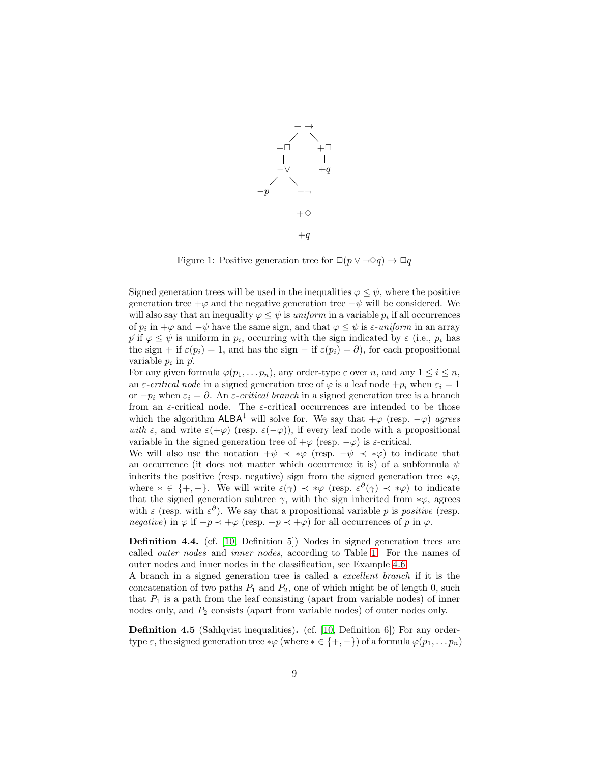```
            + →
           /   \
        −□       +□
         |        |
        −∨       +q
       /   \
     −p     −¬
             |
            +◇
             |
            +q
```

Figure 1: Positive generation tree for $\Box(p \vee \neg\Diamond q) \rightarrow \Box q$

Signed generation trees will be used in the inequalities $\varphi \leq \psi$, where the positive generation tree $+\varphi$ and the negative generation tree $-\psi$ will be considered. We will also say that an inequality $\varphi \leq \psi$ is *uniform* in a variable $p_i$ if all occurrences of $p_i$ in $+\varphi$ and $-\psi$ have the same sign, and that $\varphi \leq \psi$ is $\varepsilon$-*uniform* in an array $\vec{p}$ if $\varphi \leq \psi$ is uniform in $p_i$, occurring with the sign indicated by $\varepsilon$ (i.e., $p_i$ has the sign $+$ if $\varepsilon(p_i) = 1$, and has the sign $-$ if $\varepsilon(p_i) = \partial$), for each propositional variable $p_i$ in $\vec{p}$.

For any given formula $\varphi(p_1, \ldots p_n)$, any order-type $\varepsilon$ over $n$, and any $1 \leq i \leq n$, an $\varepsilon$-*critical node* in a signed generation tree of $\varphi$ is a leaf node $+p_i$ when $\varepsilon_i = 1$ or $-p_i$ when $\varepsilon_i = \partial$. An $\varepsilon$-*critical branch* in a signed generation tree is a branch from an $\varepsilon$-critical node. The $\varepsilon$-critical occurrences are intended to be those which the algorithm $\mathsf{ALBA}^{\downarrow}$ will solve for. We say that $+\varphi$ (resp. $-\varphi$) *agrees with* $\varepsilon$, and write $\varepsilon(+\varphi)$ (resp. $\varepsilon(-\varphi)$), if every leaf node with a propositional variable in the signed generation tree of $+\varphi$ (resp. $-\varphi$) is $\varepsilon$-critical.

We will also use the notation $+\psi \prec *\varphi$ (resp. $-\psi \prec *\varphi$) to indicate that an occurrence (it does not matter which occurrence it is) of a subformula $\psi$ inherits the positive (resp. negative) sign from the signed generation tree $*\varphi$, where $* \in \{+, -\}$. We will write $\varepsilon(\gamma) \prec *\varphi$ (resp. $\varepsilon^{\partial}(\gamma) \prec *\varphi$) to indicate that the signed generation subtree $\gamma$, with the sign inherited from $*\varphi$, agrees with $\varepsilon$ (resp. with $\varepsilon^{\partial}$). We say that a propositional variable $p$ is *positive* (resp. *negative*) in $\varphi$ if $+p \prec +\varphi$ (resp. $-p \prec +\varphi$) for all occurrences of $p$ in $\varphi$.

**Definition 4.4.** (cf. [10, Definition 5]) Nodes in signed generation trees are called *outer nodes* and *inner nodes*, according to Table 1. For the names of outer nodes and inner nodes in the classification, see Example 4.6.

A branch in a signed generation tree is called a *excellent branch* if it is the concatenation of two paths $P_1$ and $P_2$, one of which might be of length 0, such that $P_1$ is a path from the leaf consisting (apart from variable nodes) of inner nodes only, and $P_2$ consists (apart from variable nodes) of outer nodes only.

**Definition 4.5** (Sahlqvist inequalities)**.** (cf. [10, Definition 6]) For any order-type $\varepsilon$, the signed generation tree $*\varphi$ (where $* \in \{+, -\}$) of a formula $\varphi(p_1, \ldots p_n)$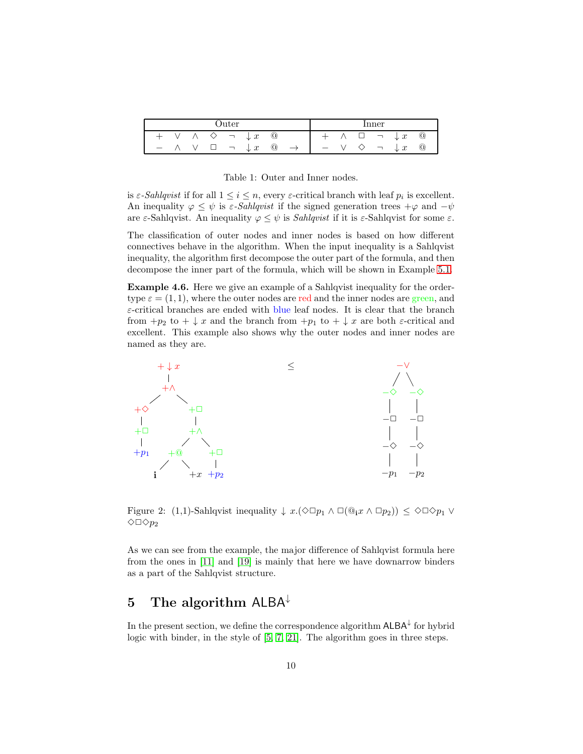| Outer | | | | | | | | Inner | | | | | |
|---|---|---|---|---|---|---|---|---|---|---|---|---|---|
| $+$ | $\vee$ | $\wedge$ | $\Diamond$ | $\neg$ | $\downarrow x$ | @ | | $+$ | $\wedge$ | $\Box$ | $\neg$ | $\downarrow x$ | @ |
| $-$ | $\wedge$ | $\vee$ | $\Box$ | $\neg$ | $\downarrow x$ | @ | $\rightarrow$ | $-$ | $\vee$ | $\Diamond$ | $\neg$ | $\downarrow x$ | @ |

Table 1: Outer and Inner nodes.

is $\varepsilon$-*Sahlqvist* if for all $1 \leq i \leq n$, every $\varepsilon$-critical branch with leaf $p_i$ is excellent. An inequality $\varphi \leq \psi$ is $\varepsilon$-*Sahlqvist* if the signed generation trees $+\varphi$ and $-\psi$ are $\varepsilon$-Sahlqvist. An inequality $\varphi \leq \psi$ is *Sahlqvist* if it is $\varepsilon$-Sahlqvist for some $\varepsilon$.

The classification of outer nodes and inner nodes is based on how different connectives behave in the algorithm. When the input inequality is a Sahlqvist inequality, the algorithm first decompose the outer part of the formula, and then decompose the inner part of the formula, which will be shown in Example 5.1.

**Example 4.6.** Here we give an example of a Sahlqvist inequality for the order-type $\varepsilon = (1, 1)$, where the outer nodes are red and the inner nodes are green, and $\varepsilon$-critical branches are ended with blue leaf nodes. It is clear that the branch from $+p_2$ to $+\downarrow x$ and the branch from $+p_1$ to $+\downarrow x$ are both $\varepsilon$-critical and excellent. This example also shows why the outer nodes and inner nodes are named as they are.

Figure 2: (1,1)-Sahlqvist inequality $\downarrow x.(\Diamond\Box p_1 \wedge \Box(@_{\mathbf{i}}x \wedge \Box p_2)) \leq \Diamond\Box\Diamond p_1 \vee \Diamond\Box\Diamond p_2$

As we can see from the example, the major difference of Sahlqvist formula here from the ones in [11] and [19] is mainly that here we have downarrow binders as a part of the Sahlqvist structure.

## 5 The algorithm $\mathsf{ALBA}^{\downarrow}$

In the present section, we define the correspondence algorithm $\mathsf{ALBA}^{\downarrow}$ for hybrid logic with binder, in the style of [5, 7, 21]. The algorithm goes in three steps.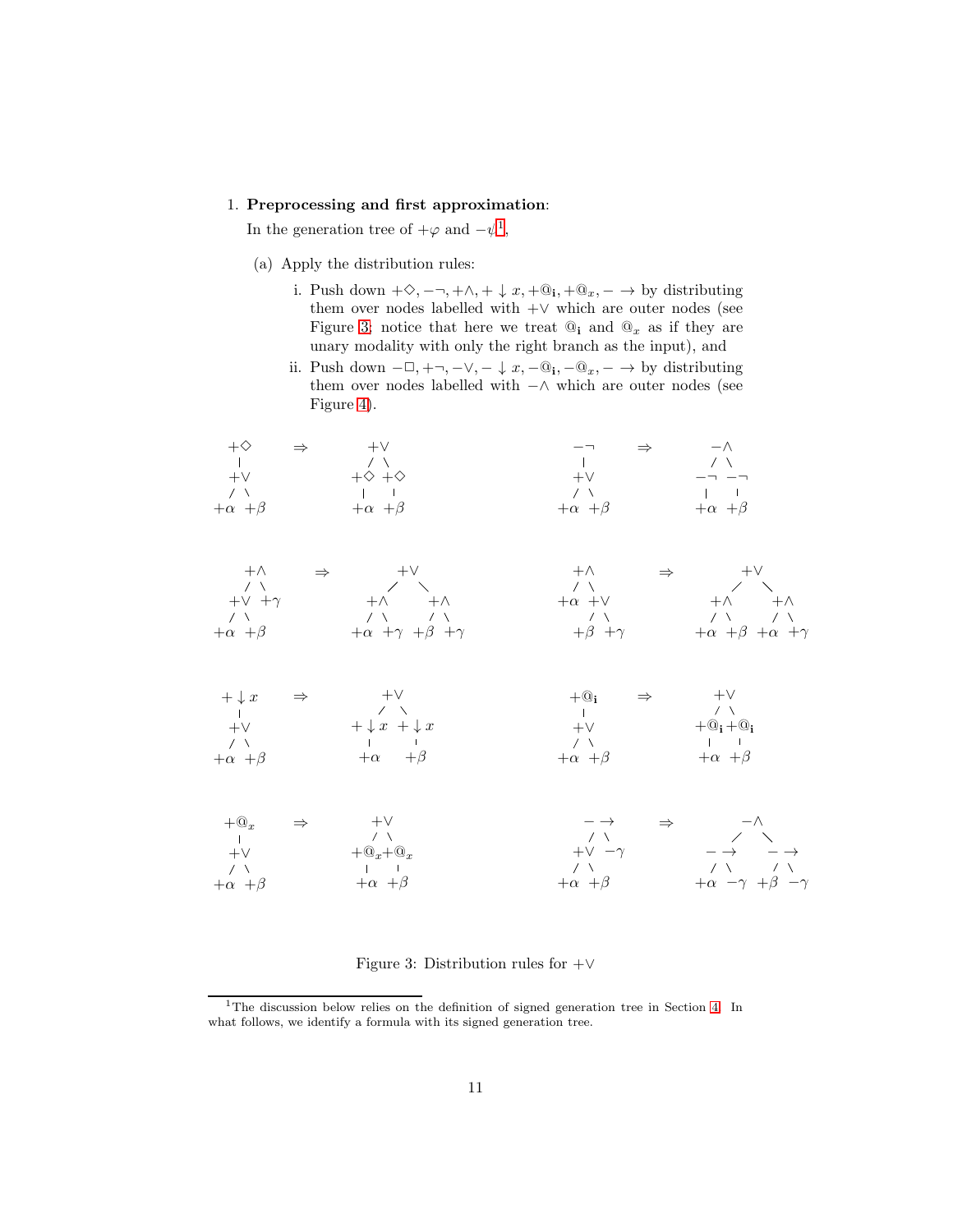1. **Preprocessing and first approximation**:

   In the generation tree of $+\varphi$ and $-\psi$[1],

   (a) Apply the distribution rules:

      i. Push down $+\Diamond, -\neg, +\wedge, +\downarrow x, +@_{\mathbf{i}}, +@_x, -\rightarrow$ by distributing them over nodes labelled with $+\vee$ which are outer nodes (see Figure 3: notice that here we treat $@_{\mathbf{i}}$ and $@_x$ as if they are unary modality with only the right branch as the input), and

      ii. Push down $-\Box, +\neg, -\vee, -\downarrow x, -@_{\mathbf{i}}, -@_x, -\rightarrow$ by distributing them over nodes labelled with $-\wedge$ which are outer nodes (see Figure 4).

```
  +◇      ⇒       +∨                     −¬       ⇒       −∧
   |              / \                     |                / \
  +∨           +◇   +◇                   +∨             −¬   −¬
  / \           |    |                   / \             |    |
+α  +β         +α   +β                 +α  +β           +α   +β


    +∧      ⇒        +∨                  +∧        ⇒        +∨
   / \              /   \               / \                /   \
 +∨  +γ          +∧     +∧            +α  +∨            +∧     +∧
 / \             / \    / \               / \           / \    / \
+α  +β         +α  +γ +β  +γ            +β  +γ        +α  +β +α  +γ


 +↓x      ⇒       +∨                    +@i       ⇒       +∨
   |              /  \                    |                / \
  +∨          +↓x    +↓x                 +∨            +@i   +@i
  / \           |      |                 / \             |     |
+α  +β         +α     +β               +α  +β           +α    +β


 +@x      ⇒       +∨                    −→        ⇒         −∧
   |              / \                   / \                /   \
  +∨          +@x   +@x               +∨  −γ            −→     −→
  / \           |     |               / \               / \    / \
+α  +β         +α    +β             +α  +β            +α  −γ +β  −γ
```

Figure 3: Distribution rules for $+\vee$

[1] The discussion below relies on the definition of signed generation tree in Section 4. In what follows, we identify a formula with its signed generation tree.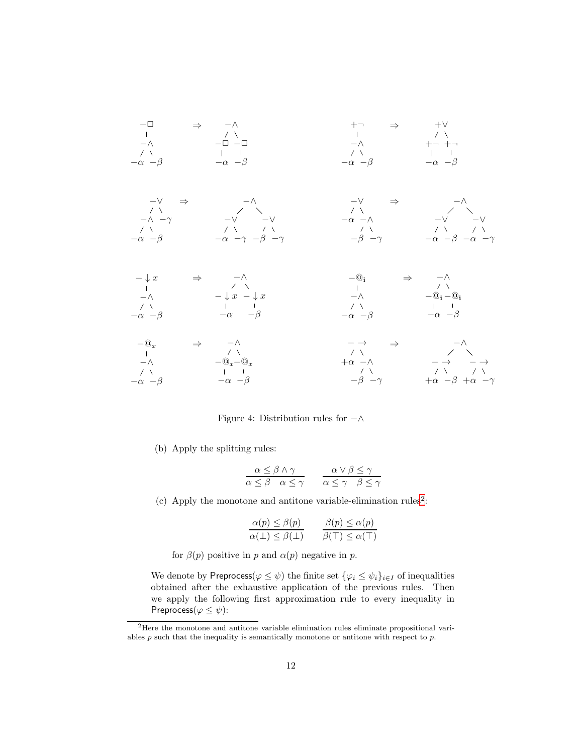$$
\begin{array}{c} -\Box \\ | \\ -\wedge \\ / \ \backslash \\ -\alpha \ \ -\beta \end{array}
\Rightarrow
\begin{array}{c} -\wedge \\ / \ \backslash \\ -\Box \ \ -\Box \\ | \ \ \ \ | \\ -\alpha \ \ -\beta \end{array}
\qquad\qquad
\begin{array}{c} +\neg \\ | \\ -\wedge \\ / \ \backslash \\ -\alpha \ \ -\beta \end{array}
\Rightarrow
\begin{array}{c} +\vee \\ / \ \backslash \\ +\neg \ \ +\neg \\ | \ \ \ \ | \\ -\alpha \ \ -\beta \end{array}
$$

$$
\begin{array}{c} -\vee \\ / \ \backslash \\ -\wedge \ \ -\gamma \\ / \ \backslash \\ -\alpha \ \ -\beta \end{array}
\Rightarrow
\begin{array}{c} -\wedge \\ / \ \ \ \backslash \\ -\vee \ \ \ \ \ \ -\vee \\ / \ \backslash \ \ \ \ / \ \backslash \\ -\alpha \ -\gamma \ \ -\beta \ -\gamma \end{array}
\qquad\qquad
\begin{array}{c} -\vee \\ / \ \backslash \\ -\alpha \ \ -\wedge \\ / \ \backslash \\ -\beta \ \ -\gamma \end{array}
\Rightarrow
\begin{array}{c} -\wedge \\ / \ \ \ \backslash \\ -\vee \ \ \ \ \ \ -\vee \\ / \ \backslash \ \ \ \ / \ \backslash \\ -\alpha \ -\beta \ \ -\alpha \ -\gamma \end{array}
$$

$$
\begin{array}{c} -\downarrow x \\ | \\ -\wedge \\ / \ \backslash \\ -\alpha \ \ -\beta \end{array}
\Rightarrow
\begin{array}{c} -\wedge \\ / \ \backslash \\ -\downarrow x \ \ -\downarrow x \\ | \ \ \ \ \ \ | \\ -\alpha \ \ \ \ -\beta \end{array}
\qquad\qquad
\begin{array}{c} -@_{\mathbf{i}} \\ | \\ -\wedge \\ / \ \backslash \\ -\alpha \ \ -\beta \end{array}
\Rightarrow
\begin{array}{c} -\wedge \\ / \ \backslash \\ -@_{\mathbf{i}} \ -@_{\mathbf{i}} \\ | \ \ \ \ | \\ -\alpha \ \ -\beta \end{array}
$$

$$
\begin{array}{c} -@_x \\ | \\ -\wedge \\ / \ \backslash \\ -\alpha \ \ -\beta \end{array}
\Rightarrow
\begin{array}{c} -\wedge \\ / \ \backslash \\ -@_x \ -@_x \\ | \ \ \ \ | \\ -\alpha \ \ -\beta \end{array}
\qquad\qquad
\begin{array}{c} -\rightarrow \\ / \ \backslash \\ +\alpha \ \ -\wedge \\ / \ \backslash \\ -\beta \ \ -\gamma \end{array}
\Rightarrow
\begin{array}{c} -\wedge \\ / \ \ \ \backslash \\ -\rightarrow \ \ \ \ \ \ -\rightarrow \\ / \ \backslash \ \ \ \ / \ \backslash \\ +\alpha \ -\beta \ \ +\alpha \ -\gamma \end{array}
$$

Figure 4: Distribution rules for $-\wedge$

(b) Apply the splitting rules:

$$
\frac{\alpha \leq \beta \wedge \gamma}{\alpha \leq \beta \quad \alpha \leq \gamma} \qquad \frac{\alpha \vee \beta \leq \gamma}{\alpha \leq \gamma \quad \beta \leq \gamma}
$$

(c) Apply the monotone and antitone variable-elimination rules[2]:

$$
\frac{\alpha(p) \leq \beta(p)}{\alpha(\bot) \leq \beta(\bot)} \qquad \frac{\beta(p) \leq \alpha(p)}{\beta(\top) \leq \alpha(\top)}
$$

for $\beta(p)$ positive in $p$ and $\alpha(p)$ negative in $p$.

We denote by $\mathsf{Preprocess}(\varphi \leq \psi)$ the finite set $\{\varphi_i \leq \psi_i\}_{i \in I}$ of inequalities obtained after the exhaustive application of the previous rules. Then we apply the following first approximation rule to every inequality in $\mathsf{Preprocess}(\varphi \leq \psi)$:

[2] Here the monotone and antitone variable elimination rules eliminate propositional variables $p$ such that the inequality is semantically monotone or antitone with respect to $p$.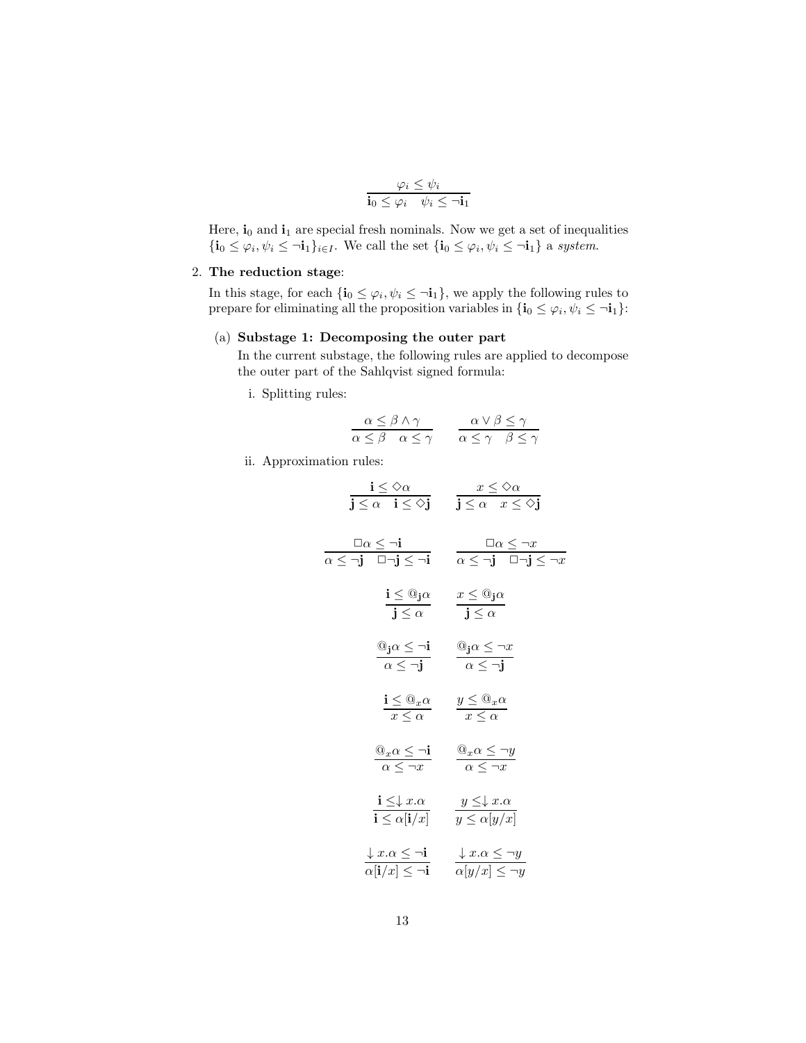$$\frac{\varphi_i \leq \psi_i}{\mathbf{i}_0 \leq \varphi_i \quad \psi_i \leq \neg \mathbf{i}_1}$$

Here, $\mathbf{i}_0$ and $\mathbf{i}_1$ are special fresh nominals. Now we get a set of inequalities $\{\mathbf{i}_0 \leq \varphi_i, \psi_i \leq \neg \mathbf{i}_1\}_{i \in I}$. We call the set $\{\mathbf{i}_0 \leq \varphi_i, \psi_i \leq \neg \mathbf{i}_1\}$ a *system*.

2. **The reduction stage**:

   In this stage, for each $\{\mathbf{i}_0 \leq \varphi_i, \psi_i \leq \neg \mathbf{i}_1\}$, we apply the following rules to prepare for eliminating all the proposition variables in $\{\mathbf{i}_0 \leq \varphi_i, \psi_i \leq \neg \mathbf{i}_1\}$:

   (a) **Substage 1: Decomposing the outer part**

   In the current substage, the following rules are applied to decompose the outer part of the Sahlqvist signed formula:

   i. Splitting rules:

$$\frac{\alpha \leq \beta \wedge \gamma}{\alpha \leq \beta \quad \alpha \leq \gamma} \qquad \frac{\alpha \vee \beta \leq \gamma}{\alpha \leq \gamma \quad \beta \leq \gamma}$$

   ii. Approximation rules:

$$\frac{\mathbf{i} \leq \Diamond \alpha}{\mathbf{j} \leq \alpha \quad \mathbf{i} \leq \Diamond \mathbf{j}} \qquad \frac{x \leq \Diamond \alpha}{\mathbf{j} \leq \alpha \quad x \leq \Diamond \mathbf{j}}$$

$$\frac{\Box \alpha \leq \neg \mathbf{i}}{\alpha \leq \neg \mathbf{j} \quad \Box \neg \mathbf{j} \leq \neg \mathbf{i}} \qquad \frac{\Box \alpha \leq \neg x}{\alpha \leq \neg \mathbf{j} \quad \Box \neg \mathbf{j} \leq \neg x}$$

$$\frac{\mathbf{i} \leq @_{\mathbf{j}} \alpha}{\mathbf{j} \leq \alpha} \qquad \frac{x \leq @_{\mathbf{j}} \alpha}{\mathbf{j} \leq \alpha}$$

$$\frac{@_{\mathbf{j}} \alpha \leq \neg \mathbf{i}}{\alpha \leq \neg \mathbf{j}} \qquad \frac{@_{\mathbf{j}} \alpha \leq \neg x}{\alpha \leq \neg \mathbf{j}}$$

$$\frac{\mathbf{i} \leq @_x \alpha}{x \leq \alpha} \qquad \frac{y \leq @_x \alpha}{x \leq \alpha}$$

$$\frac{@_x \alpha \leq \neg \mathbf{i}}{\alpha \leq \neg x} \qquad \frac{@_x \alpha \leq \neg y}{\alpha \leq \neg x}$$

$$\frac{\mathbf{i} \leq \downarrow x.\alpha}{\mathbf{i} \leq \alpha[\mathbf{i}/x]} \qquad \frac{y \leq \downarrow x.\alpha}{y \leq \alpha[y/x]}$$

$$\frac{\downarrow x.\alpha \leq \neg \mathbf{i}}{\alpha[\mathbf{i}/x] \leq \neg \mathbf{i}} \qquad \frac{\downarrow x.\alpha \leq \neg y}{\alpha[y/x] \leq \neg y}$$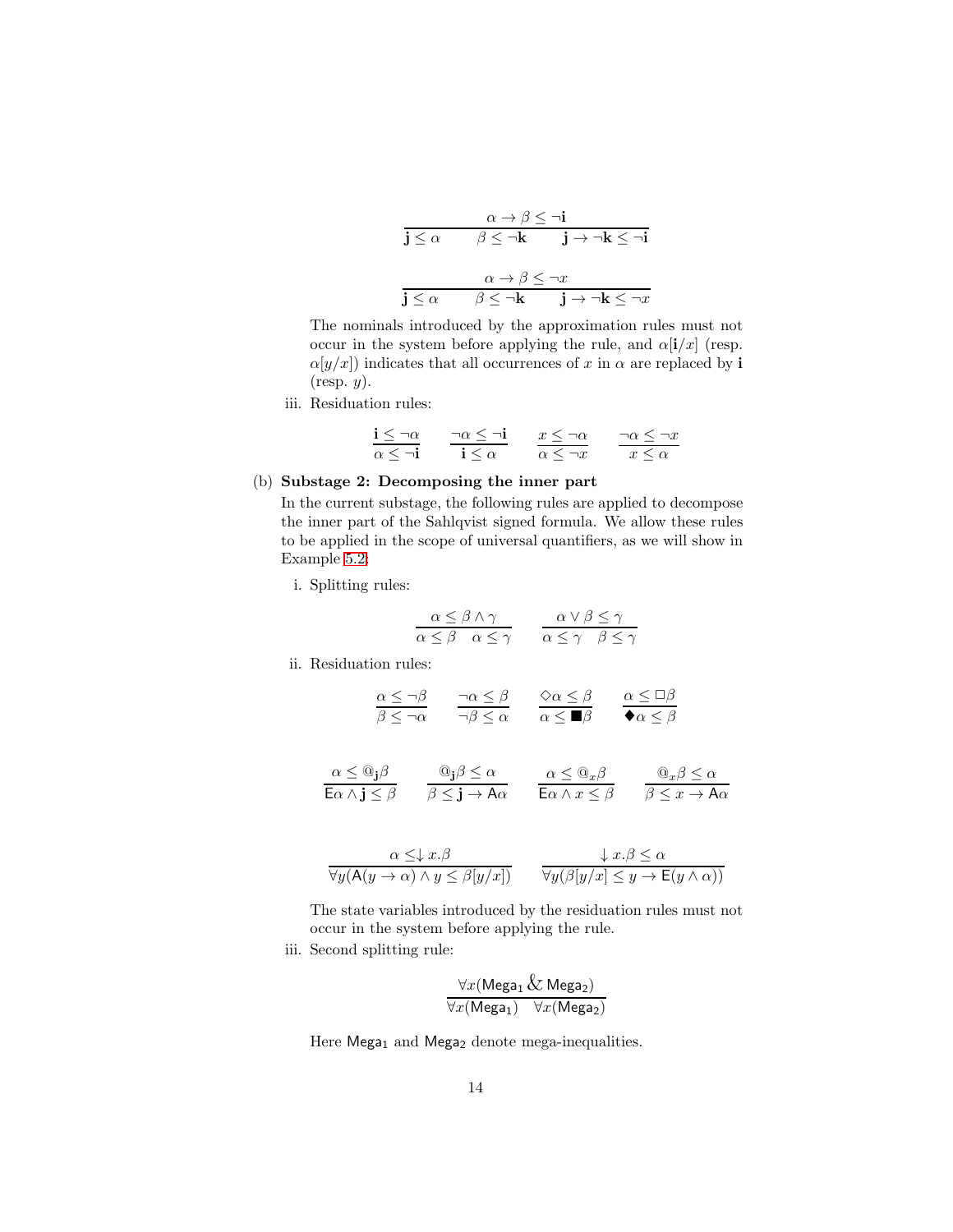$$\frac{\alpha \to \beta \leq \neg \mathbf{i}}{\mathbf{j} \leq \alpha \qquad \beta \leq \neg \mathbf{k} \qquad \mathbf{j} \to \neg \mathbf{k} \leq \neg \mathbf{i}}$$

$$\frac{\alpha \to \beta \leq \neg x}{\mathbf{j} \leq \alpha \qquad \beta \leq \neg \mathbf{k} \qquad \mathbf{j} \to \neg \mathbf{k} \leq \neg x}$$

The nominals introduced by the approximation rules must not occur in the system before applying the rule, and $\alpha[\mathbf{i}/x]$ (resp. $\alpha[y/x]$) indicates that all occurrences of $x$ in $\alpha$ are replaced by $\mathbf{i}$ (resp. $y$).

iii. Residuation rules:

$$\frac{\mathbf{i} \leq \neg \alpha}{\alpha \leq \neg \mathbf{i}} \qquad \frac{\neg \alpha \leq \neg \mathbf{i}}{\mathbf{i} \leq \alpha} \qquad \frac{x \leq \neg \alpha}{\alpha \leq \neg x} \qquad \frac{\neg \alpha \leq \neg x}{x \leq \alpha}$$

(b) **Substage 2: Decomposing the inner part**

In the current substage, the following rules are applied to decompose the inner part of the Sahlqvist signed formula. We allow these rules to be applied in the scope of universal quantifiers, as we will show in Example 5.2:

i. Splitting rules:

$$\frac{\alpha \leq \beta \land \gamma}{\alpha \leq \beta \quad \alpha \leq \gamma} \qquad \frac{\alpha \lor \beta \leq \gamma}{\alpha \leq \gamma \quad \beta \leq \gamma}$$

ii. Residuation rules:

$$\frac{\alpha \leq \neg \beta}{\beta \leq \neg \alpha} \qquad \frac{\neg \alpha \leq \beta}{\neg \beta \leq \alpha} \qquad \frac{\Diamond \alpha \leq \beta}{\alpha \leq \blacksquare \beta} \qquad \frac{\alpha \leq \Box \beta}{\blacklozenge \alpha \leq \beta}$$

$$\frac{\alpha \leq @_{\mathbf{j}} \beta}{\mathsf{E}\alpha \land \mathbf{j} \leq \beta} \qquad \frac{@_{\mathbf{j}} \beta \leq \alpha}{\beta \leq \mathbf{j} \to \mathsf{A}\alpha} \qquad \frac{\alpha \leq @_x \beta}{\mathsf{E}\alpha \land x \leq \beta} \qquad \frac{@_x \beta \leq \alpha}{\beta \leq x \to \mathsf{A}\alpha}$$

$$\frac{\alpha \leq \downarrow x.\beta}{\forall y(\mathsf{A}(y \to \alpha) \land y \leq \beta[y/x])} \qquad \frac{\downarrow x.\beta \leq \alpha}{\forall y(\beta[y/x] \leq y \to \mathsf{E}(y \land \alpha))}$$

The state variables introduced by the residuation rules must not occur in the system before applying the rule.

iii. Second splitting rule:

$$\frac{\forall x(\mathsf{Mega}_1 \,\&\, \mathsf{Mega}_2)}{\forall x(\mathsf{Mega}_1) \quad \forall x(\mathsf{Mega}_2)}$$

Here $\mathsf{Mega}_1$ and $\mathsf{Mega}_2$ denote mega-inequalities.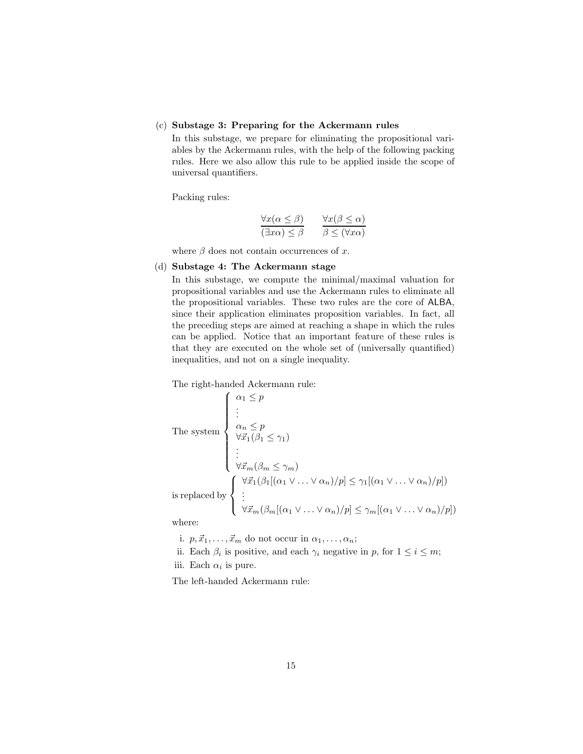(c) **Substage 3: Preparing for the Ackermann rules**

In this substage, we prepare for eliminating the propositional variables by the Ackermann rules, with the help of the following packing rules. Here we also allow this rule to be applied inside the scope of universal quantifiers.

Packing rules:

$$\frac{\forall x(\alpha \leq \beta)}{(\exists x \alpha) \leq \beta} \qquad \frac{\forall x(\beta \leq \alpha)}{\beta \leq (\forall x \alpha)}$$

where $\beta$ does not contain occurrences of $x$.

(d) **Substage 4: The Ackermann stage**

In this substage, we compute the minimal/maximal valuation for propositional variables and use the Ackermann rules to eliminate all the propositional variables. These two rules are the core of ALBA, since their application eliminates proposition variables. In fact, all the preceding steps are aimed at reaching a shape in which the rules can be applied. Notice that an important feature of these rules is that they are executed on the whole set of (universally quantified) inequalities, and not on a single inequality.

The right-handed Ackermann rule:

$$\text{The system } \begin{cases} \alpha_1 \leq p \\ \vdots \\ \alpha_n \leq p \\ \forall \vec{x}_1(\beta_1 \leq \gamma_1) \\ \vdots \\ \forall \vec{x}_m(\beta_m \leq \gamma_m) \end{cases}$$

$$\text{is replaced by } \begin{cases} \forall \vec{x}_1(\beta_1[(\alpha_1 \vee \ldots \vee \alpha_n)/p] \leq \gamma_1[(\alpha_1 \vee \ldots \vee \alpha_n)/p]) \\ \vdots \\ \forall \vec{x}_m(\beta_m[(\alpha_1 \vee \ldots \vee \alpha_n)/p] \leq \gamma_m[(\alpha_1 \vee \ldots \vee \alpha_n)/p]) \end{cases}$$

where:

i. $p, \vec{x}_1, \ldots, \vec{x}_m$ do not occur in $\alpha_1, \ldots, \alpha_n$;

ii. Each $\beta_i$ is positive, and each $\gamma_i$ negative in $p$, for $1 \leq i \leq m$;

iii. Each $\alpha_i$ is pure.

The left-handed Ackermann rule: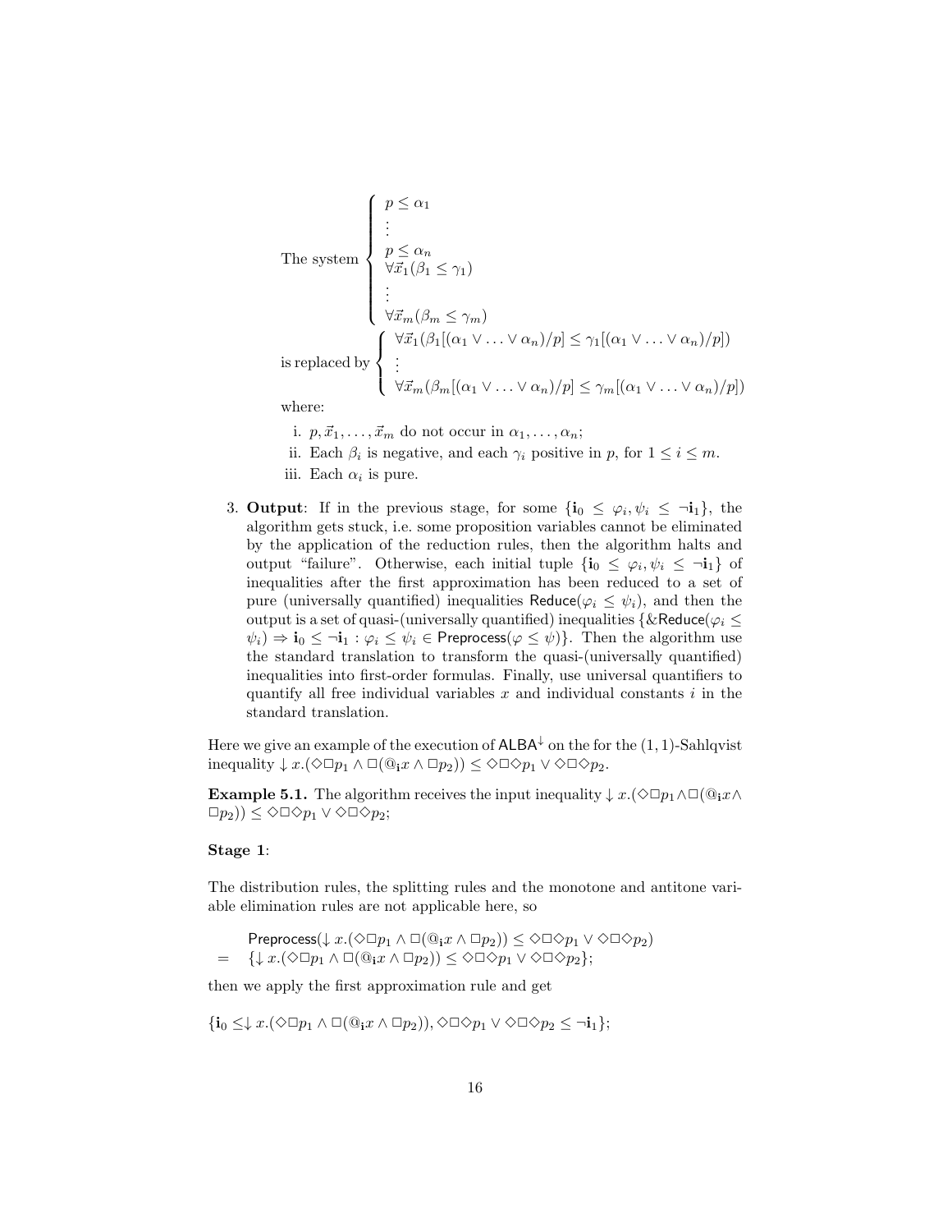$$\text{The system } \left\{ \begin{array}{l} p \leq \alpha_1 \\ \vdots \\ p \leq \alpha_n \\ \forall \vec{x}_1(\beta_1 \leq \gamma_1) \\ \vdots \\ \forall \vec{x}_m(\beta_m \leq \gamma_m) \end{array} \right.$$

$$\text{is replaced by } \left\{ \begin{array}{l} \forall \vec{x}_1(\beta_1[(\alpha_1 \vee \ldots \vee \alpha_n)/p] \leq \gamma_1[(\alpha_1 \vee \ldots \vee \alpha_n)/p]) \\ \vdots \\ \forall \vec{x}_m(\beta_m[(\alpha_1 \vee \ldots \vee \alpha_n)/p] \leq \gamma_m[(\alpha_1 \vee \ldots \vee \alpha_n)/p]) \end{array} \right.$$

where:

i. $p, \vec{x}_1, \ldots, \vec{x}_m$ do not occur in $\alpha_1, \ldots, \alpha_n$;

ii. Each $\beta_i$ is negative, and each $\gamma_i$ positive in $p$, for $1 \leq i \leq m$.

iii. Each $\alpha_i$ is pure.

3. **Output**: If in the previous stage, for some $\{\mathbf{i}_0 \leq \varphi_i, \psi_i \leq \neg\mathbf{i}_1\}$, the algorithm gets stuck, i.e. some proposition variables cannot be eliminated by the application of the reduction rules, then the algorithm halts and output "failure". Otherwise, each initial tuple $\{\mathbf{i}_0 \leq \varphi_i, \psi_i \leq \neg\mathbf{i}_1\}$ of inequalities after the first approximation has been reduced to a set of pure (universally quantified) inequalities $\mathsf{Reduce}(\varphi_i \leq \psi_i)$, and then the output is a set of quasi-(universally quantified) inequalities $\{\&\mathsf{Reduce}(\varphi_i \leq \psi_i) \Rightarrow \mathbf{i}_0 \leq \neg\mathbf{i}_1 : \varphi_i \leq \psi_i \in \mathsf{Preprocess}(\varphi \leq \psi)\}$. Then the algorithm use the standard translation to transform the quasi-(universally quantified) inequalities into first-order formulas. Finally, use universal quantifiers to quantify all free individual variables $x$ and individual constants $i$ in the standard translation.

Here we give an example of the execution of $\mathsf{ALBA}^{\downarrow}$ on the for the $(1,1)$-Sahlqvist inequality $\downarrow x.(\Diamond\Box p_1 \wedge \Box(@_{\mathbf{i}}x \wedge \Box p_2)) \leq \Diamond\Box\Diamond p_1 \vee \Diamond\Box\Diamond p_2$.

**Example 5.1.** The algorithm receives the input inequality $\downarrow x.(\Diamond\Box p_1 \wedge \Box(@_{\mathbf{i}}x \wedge \Box p_2)) \leq \Diamond\Box\Diamond p_1 \vee \Diamond\Box\Diamond p_2$;

**Stage 1**:

The distribution rules, the splitting rules and the monotone and antitone variable elimination rules are not applicable here, so

$$\begin{array}{rl} & \mathsf{Preprocess}(\downarrow x.(\Diamond\Box p_1 \wedge \Box(@_{\mathbf{i}}x \wedge \Box p_2)) \leq \Diamond\Box\Diamond p_1 \vee \Diamond\Box\Diamond p_2) \\ = & \{\downarrow x.(\Diamond\Box p_1 \wedge \Box(@_{\mathbf{i}}x \wedge \Box p_2)) \leq \Diamond\Box\Diamond p_1 \vee \Diamond\Box\Diamond p_2\}; \end{array}$$

then we apply the first approximation rule and get

$$\{\mathbf{i}_0 \leq \downarrow x.(\Diamond\Box p_1 \wedge \Box(@_{\mathbf{i}}x \wedge \Box p_2)), \Diamond\Box\Diamond p_1 \vee \Diamond\Box\Diamond p_2 \leq \neg\mathbf{i}_1\};$$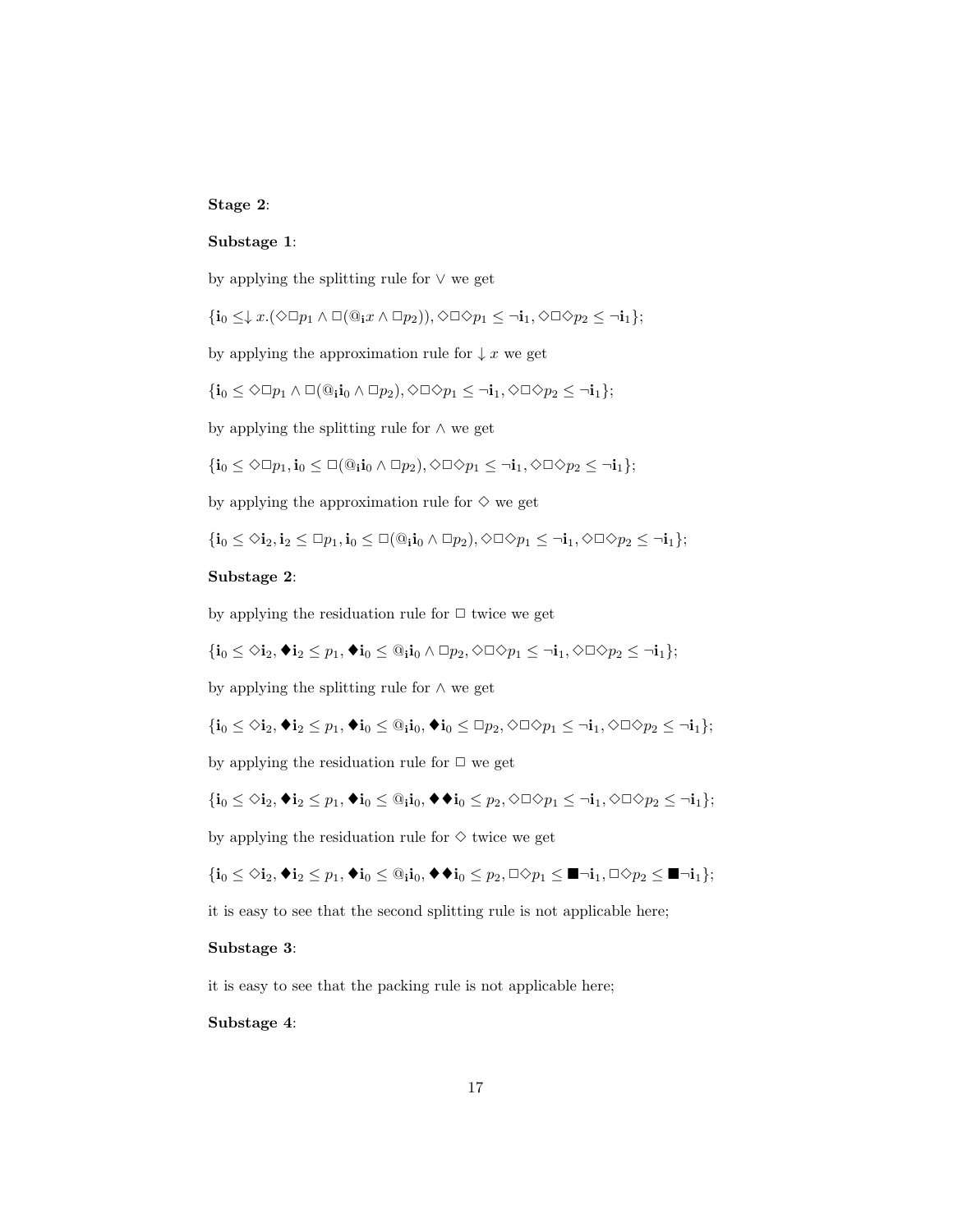**Stage 2**:

**Substage 1**:

by applying the splitting rule for $\vee$ we get

$\{\mathbf{i}_0 \leq \downarrow x.(\Diamond\Box p_1 \wedge \Box(@_\mathbf{i} x \wedge \Box p_2)), \Diamond\Box\Diamond p_1 \leq \neg\mathbf{i}_1, \Diamond\Box\Diamond p_2 \leq \neg\mathbf{i}_1\}$;

by applying the approximation rule for $\downarrow x$ we get

$\{\mathbf{i}_0 \leq \Diamond\Box p_1 \wedge \Box(@_\mathbf{i}\mathbf{i}_0 \wedge \Box p_2), \Diamond\Box\Diamond p_1 \leq \neg\mathbf{i}_1, \Diamond\Box\Diamond p_2 \leq \neg\mathbf{i}_1\}$;

by applying the splitting rule for $\wedge$ we get

$\{\mathbf{i}_0 \leq \Diamond\Box p_1, \mathbf{i}_0 \leq \Box(@_\mathbf{i}\mathbf{i}_0 \wedge \Box p_2), \Diamond\Box\Diamond p_1 \leq \neg\mathbf{i}_1, \Diamond\Box\Diamond p_2 \leq \neg\mathbf{i}_1\}$;

by applying the approximation rule for $\Diamond$ we get

$\{\mathbf{i}_0 \leq \Diamond\mathbf{i}_2, \mathbf{i}_2 \leq \Box p_1, \mathbf{i}_0 \leq \Box(@_\mathbf{i}\mathbf{i}_0 \wedge \Box p_2), \Diamond\Box\Diamond p_1 \leq \neg\mathbf{i}_1, \Diamond\Box\Diamond p_2 \leq \neg\mathbf{i}_1\}$;

**Substage 2**:

by applying the residuation rule for $\Box$ twice we get

$\{\mathbf{i}_0 \leq \Diamond\mathbf{i}_2, \blacklozenge\mathbf{i}_2 \leq p_1, \blacklozenge\mathbf{i}_0 \leq @_\mathbf{i}\mathbf{i}_0 \wedge \Box p_2, \Diamond\Box\Diamond p_1 \leq \neg\mathbf{i}_1, \Diamond\Box\Diamond p_2 \leq \neg\mathbf{i}_1\}$;

by applying the splitting rule for $\wedge$ we get

$\{\mathbf{i}_0 \leq \Diamond\mathbf{i}_2, \blacklozenge\mathbf{i}_2 \leq p_1, \blacklozenge\mathbf{i}_0 \leq @_\mathbf{i}\mathbf{i}_0, \blacklozenge\mathbf{i}_0 \leq \Box p_2, \Diamond\Box\Diamond p_1 \leq \neg\mathbf{i}_1, \Diamond\Box\Diamond p_2 \leq \neg\mathbf{i}_1\}$;

by applying the residuation rule for $\Box$ we get

$\{\mathbf{i}_0 \leq \Diamond\mathbf{i}_2, \blacklozenge\mathbf{i}_2 \leq p_1, \blacklozenge\mathbf{i}_0 \leq @_\mathbf{i}\mathbf{i}_0, \blacklozenge\blacklozenge\mathbf{i}_0 \leq p_2, \Diamond\Box\Diamond p_1 \leq \neg\mathbf{i}_1, \Diamond\Box\Diamond p_2 \leq \neg\mathbf{i}_1\}$;

by applying the residuation rule for $\Diamond$ twice we get

$\{\mathbf{i}_0 \leq \Diamond\mathbf{i}_2, \blacklozenge\mathbf{i}_2 \leq p_1, \blacklozenge\mathbf{i}_0 \leq @_\mathbf{i}\mathbf{i}_0, \blacklozenge\blacklozenge\mathbf{i}_0 \leq p_2, \Box\Diamond p_1 \leq \blacksquare\neg\mathbf{i}_1, \Box\Diamond p_2 \leq \blacksquare\neg\mathbf{i}_1\}$;

it is easy to see that the second splitting rule is not applicable here;

**Substage 3**:

it is easy to see that the packing rule is not applicable here;

**Substage 4**: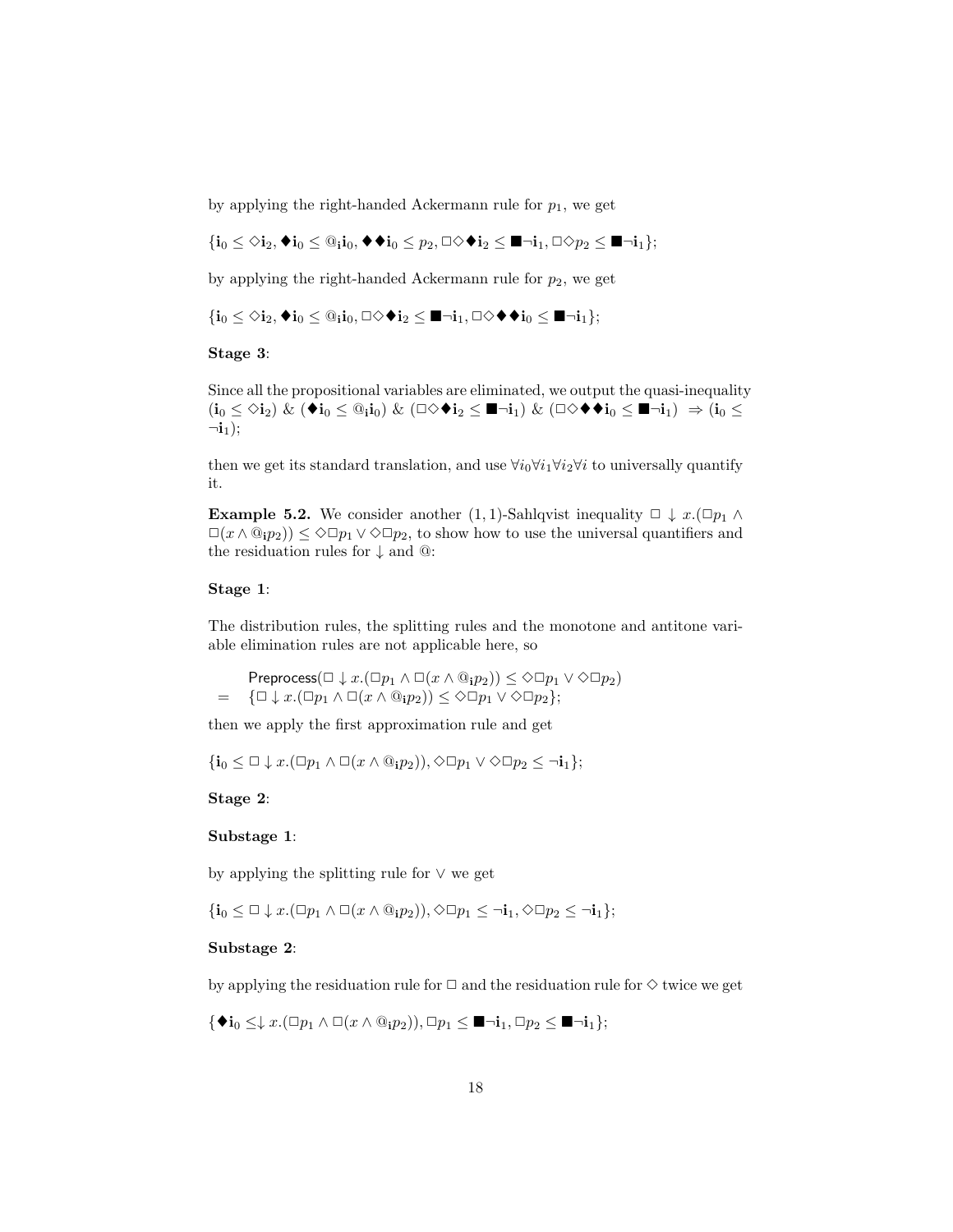by applying the right-handed Ackermann rule for $p_1$, we get

$\{\mathbf{i}_0 \leq \Diamond\mathbf{i}_2, \blacklozenge\mathbf{i}_0 \leq @_{\mathbf{i}}\mathbf{i}_0, \blacklozenge\blacklozenge\mathbf{i}_0 \leq p_2, \Box\Diamond\blacklozenge\mathbf{i}_2 \leq \blacksquare\neg\mathbf{i}_1, \Box\Diamond p_2 \leq \blacksquare\neg\mathbf{i}_1\}$;

by applying the right-handed Ackermann rule for $p_2$, we get

$\{\mathbf{i}_0 \leq \Diamond\mathbf{i}_2, \blacklozenge\mathbf{i}_0 \leq @_{\mathbf{i}}\mathbf{i}_0, \Box\Diamond\blacklozenge\mathbf{i}_2 \leq \blacksquare\neg\mathbf{i}_1, \Box\Diamond\blacklozenge\blacklozenge\mathbf{i}_0 \leq \blacksquare\neg\mathbf{i}_1\}$;

**Stage 3**:

Since all the propositional variables are eliminated, we output the quasi-inequality $(\mathbf{i}_0 \leq \Diamond\mathbf{i}_2)$ & $(\blacklozenge\mathbf{i}_0 \leq @_{\mathbf{i}}\mathbf{i}_0)$ & $(\Box\Diamond\blacklozenge\mathbf{i}_2 \leq \blacksquare\neg\mathbf{i}_1)$ & $(\Box\Diamond\blacklozenge\blacklozenge\mathbf{i}_0 \leq \blacksquare\neg\mathbf{i}_1) \Rightarrow (\mathbf{i}_0 \leq \neg\mathbf{i}_1)$;

then we get its standard translation, and use $\forall i_0 \forall i_1 \forall i_2 \forall i$ to universally quantify it.

**Example 5.2.** We consider another $(1,1)$-Sahlqvist inequality $\Box \downarrow x.(\Box p_1 \wedge \Box(x \wedge @_{\mathbf{i}} p_2)) \leq \Diamond\Box p_1 \vee \Diamond\Box p_2$, to show how to use the universal quantifiers and the residuation rules for $\downarrow$ and $@$:

**Stage 1**:

The distribution rules, the splitting rules and the monotone and antitone variable elimination rules are not applicable here, so

$$\begin{aligned} & \mathsf{Preprocess}(\Box \downarrow x.(\Box p_1 \wedge \Box(x \wedge @_{\mathbf{i}} p_2)) \leq \Diamond\Box p_1 \vee \Diamond\Box p_2) \\ = \quad & \{\Box \downarrow x.(\Box p_1 \wedge \Box(x \wedge @_{\mathbf{i}} p_2)) \leq \Diamond\Box p_1 \vee \Diamond\Box p_2\}; \end{aligned}$$

then we apply the first approximation rule and get

$\{\mathbf{i}_0 \leq \Box \downarrow x.(\Box p_1 \wedge \Box(x \wedge @_{\mathbf{i}} p_2)), \Diamond\Box p_1 \vee \Diamond\Box p_2 \leq \neg\mathbf{i}_1\}$;

**Stage 2**:

**Substage 1**:

by applying the splitting rule for $\vee$ we get

$\{\mathbf{i}_0 \leq \Box \downarrow x.(\Box p_1 \wedge \Box(x \wedge @_{\mathbf{i}} p_2)), \Diamond\Box p_1 \leq \neg\mathbf{i}_1, \Diamond\Box p_2 \leq \neg\mathbf{i}_1\}$;

**Substage 2**:

by applying the residuation rule for $\Box$ and the residuation rule for $\Diamond$ twice we get

$\{\blacklozenge\mathbf{i}_0 \leq \downarrow x.(\Box p_1 \wedge \Box(x \wedge @_{\mathbf{i}} p_2)), \Box p_1 \leq \blacksquare\neg\mathbf{i}_1, \Box p_2 \leq \blacksquare\neg\mathbf{i}_1\}$;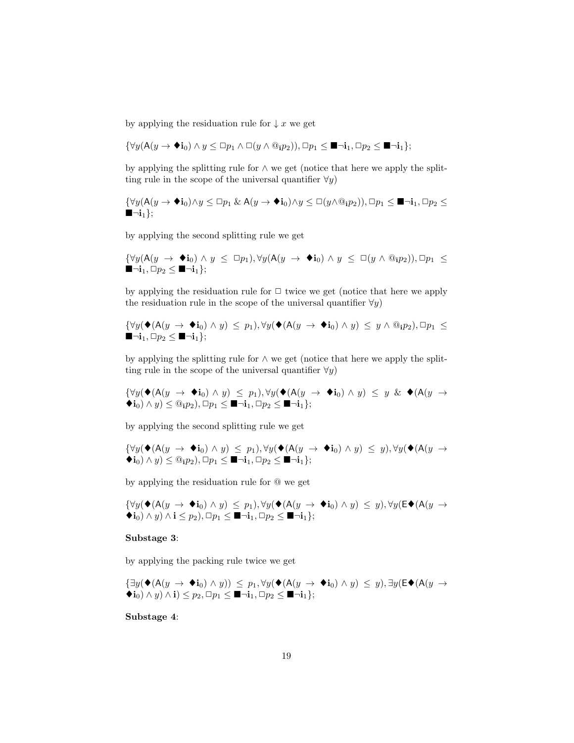by applying the residuation rule for $\downarrow x$ we get

$$\{\forall y(\mathsf{A}(y \to \blacklozenge \mathbf{i}_0) \wedge y \leq \Box p_1 \wedge \Box(y \wedge @_{\mathbf{i}} p_2)), \Box p_1 \leq \blacksquare \neg \mathbf{i}_1, \Box p_2 \leq \blacksquare \neg \mathbf{i}_1\};$$

by applying the splitting rule for $\wedge$ we get (notice that here we apply the splitting rule in the scope of the universal quantifier $\forall y$)

$$\{\forall y(\mathsf{A}(y \to \blacklozenge \mathbf{i}_0) \wedge y \leq \Box p_1 \ \& \ \mathsf{A}(y \to \blacklozenge \mathbf{i}_0) \wedge y \leq \Box(y \wedge @_{\mathbf{i}} p_2)), \Box p_1 \leq \blacksquare \neg \mathbf{i}_1, \Box p_2 \leq \blacksquare \neg \mathbf{i}_1\};$$

by applying the second splitting rule we get

$$\{\forall y(\mathsf{A}(y \to \blacklozenge \mathbf{i}_0) \wedge y \leq \Box p_1), \forall y(\mathsf{A}(y \to \blacklozenge \mathbf{i}_0) \wedge y \leq \Box(y \wedge @_{\mathbf{i}} p_2)), \Box p_1 \leq \blacksquare \neg \mathbf{i}_1, \Box p_2 \leq \blacksquare \neg \mathbf{i}_1\};$$

by applying the residuation rule for $\Box$ twice we get (notice that here we apply the residuation rule in the scope of the universal quantifier $\forall y$)

$$\{\forall y(\blacklozenge(\mathsf{A}(y \to \blacklozenge \mathbf{i}_0) \wedge y) \leq p_1), \forall y(\blacklozenge(\mathsf{A}(y \to \blacklozenge \mathbf{i}_0) \wedge y) \leq y \wedge @_{\mathbf{i}} p_2), \Box p_1 \leq \blacksquare \neg \mathbf{i}_1, \Box p_2 \leq \blacksquare \neg \mathbf{i}_1\};$$

by applying the splitting rule for $\wedge$ we get (notice that here we apply the splitting rule in the scope of the universal quantifier $\forall y$)

$$\{\forall y(\blacklozenge(\mathsf{A}(y \to \blacklozenge \mathbf{i}_0) \wedge y) \leq p_1), \forall y(\blacklozenge(\mathsf{A}(y \to \blacklozenge \mathbf{i}_0) \wedge y) \leq y \ \& \ \blacklozenge(\mathsf{A}(y \to \blacklozenge \mathbf{i}_0) \wedge y) \leq @_{\mathbf{i}} p_2), \Box p_1 \leq \blacksquare \neg \mathbf{i}_1, \Box p_2 \leq \blacksquare \neg \mathbf{i}_1\};$$

by applying the second splitting rule we get

$$\{\forall y(\blacklozenge(\mathsf{A}(y \to \blacklozenge \mathbf{i}_0) \wedge y) \leq p_1), \forall y(\blacklozenge(\mathsf{A}(y \to \blacklozenge \mathbf{i}_0) \wedge y) \leq y), \forall y(\blacklozenge(\mathsf{A}(y \to \blacklozenge \mathbf{i}_0) \wedge y) \leq @_{\mathbf{i}} p_2), \Box p_1 \leq \blacksquare \neg \mathbf{i}_1, \Box p_2 \leq \blacksquare \neg \mathbf{i}_1\};$$

by applying the residuation rule for $@$ we get

$$\{\forall y(\blacklozenge(\mathsf{A}(y \to \blacklozenge \mathbf{i}_0) \wedge y) \leq p_1), \forall y(\blacklozenge(\mathsf{A}(y \to \blacklozenge \mathbf{i}_0) \wedge y) \leq y), \forall y(\mathsf{E}\blacklozenge(\mathsf{A}(y \to \blacklozenge \mathbf{i}_0) \wedge y) \wedge \mathbf{i} \leq p_2), \Box p_1 \leq \blacksquare \neg \mathbf{i}_1, \Box p_2 \leq \blacksquare \neg \mathbf{i}_1\};$$

**Substage 3**:

by applying the packing rule twice we get

$$\{\exists y(\blacklozenge(\mathsf{A}(y \to \blacklozenge \mathbf{i}_0) \wedge y)) \leq p_1, \forall y(\blacklozenge(\mathsf{A}(y \to \blacklozenge \mathbf{i}_0) \wedge y) \leq y), \exists y(\mathsf{E}\blacklozenge(\mathsf{A}(y \to \blacklozenge \mathbf{i}_0) \wedge y) \wedge \mathbf{i}) \leq p_2, \Box p_1 \leq \blacksquare \neg \mathbf{i}_1, \Box p_2 \leq \blacksquare \neg \mathbf{i}_1\};$$

**Substage 4**: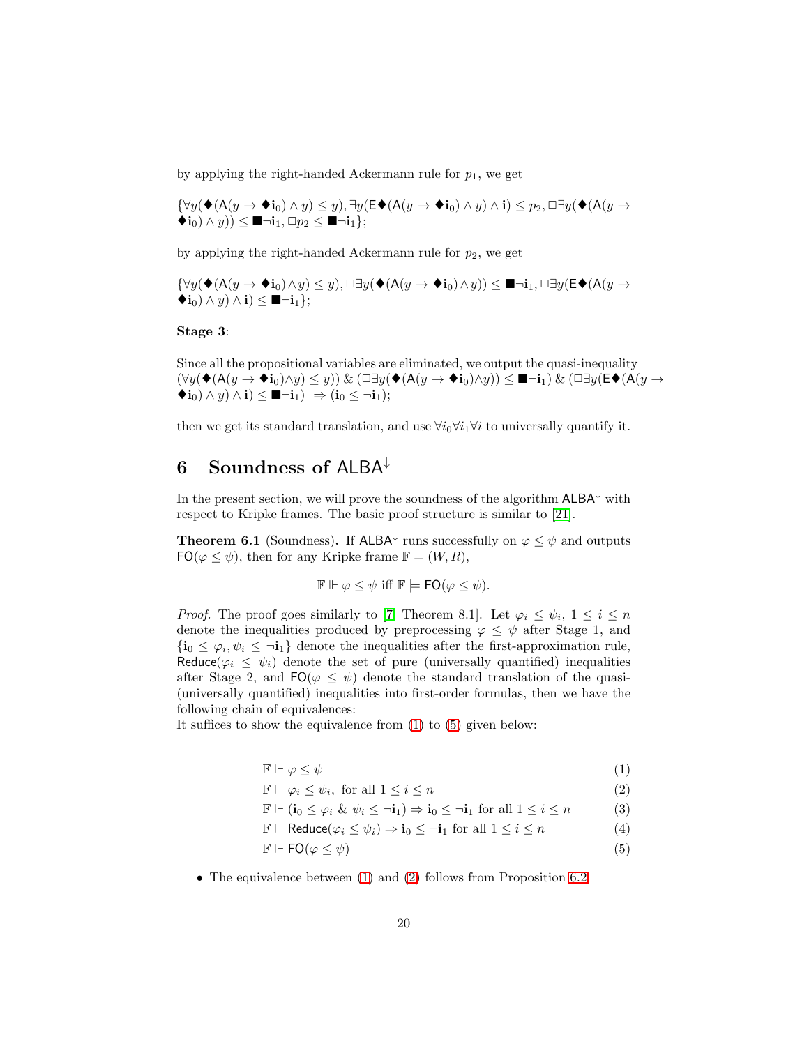by applying the right-handed Ackermann rule for $p_1$, we get

$\{\forall y(\blacklozenge(\mathsf{A}(y \to \blacklozenge\mathbf{i}_0) \wedge y) \leq y), \exists y(\mathsf{E}\blacklozenge(\mathsf{A}(y \to \blacklozenge\mathbf{i}_0) \wedge y) \wedge \mathbf{i}) \leq p_2, \Box\exists y(\blacklozenge(\mathsf{A}(y \to \blacklozenge\mathbf{i}_0) \wedge y)) \leq \blacksquare\neg\mathbf{i}_1, \Box p_2 \leq \blacksquare\neg\mathbf{i}_1\}$;

by applying the right-handed Ackermann rule for $p_2$, we get

$\{\forall y(\blacklozenge(\mathsf{A}(y \to \blacklozenge\mathbf{i}_0) \wedge y) \leq y), \Box\exists y(\blacklozenge(\mathsf{A}(y \to \blacklozenge\mathbf{i}_0) \wedge y)) \leq \blacksquare\neg\mathbf{i}_1, \Box\exists y(\mathsf{E}\blacklozenge(\mathsf{A}(y \to \blacklozenge\mathbf{i}_0) \wedge y) \wedge \mathbf{i}) \leq \blacksquare\neg\mathbf{i}_1\}$;

**Stage 3**:

Since all the propositional variables are eliminated, we output the quasi-inequality $(\forall y(\blacklozenge(\mathsf{A}(y \to \blacklozenge\mathbf{i}_0) \wedge y) \leq y)) \mathbin{\&} (\Box\exists y(\blacklozenge(\mathsf{A}(y \to \blacklozenge\mathbf{i}_0) \wedge y)) \leq \blacksquare\neg\mathbf{i}_1) \mathbin{\&} (\Box\exists y(\mathsf{E}\blacklozenge(\mathsf{A}(y \to \blacklozenge\mathbf{i}_0) \wedge y) \wedge \mathbf{i}) \leq \blacksquare\neg\mathbf{i}_1) \Rightarrow (\mathbf{i}_0 \leq \neg\mathbf{i}_1)$;

then we get its standard translation, and use $\forall i_0 \forall i_1 \forall i$ to universally quantify it.

# 6 Soundness of $\mathsf{ALBA}^{\downarrow}$

In the present section, we will prove the soundness of the algorithm $\mathsf{ALBA}^{\downarrow}$ with respect to Kripke frames. The basic proof structure is similar to [21].

**Theorem 6.1** (Soundness)**.** If $\mathsf{ALBA}^{\downarrow}$ runs successfully on $\varphi \leq \psi$ and outputs $\mathsf{FO}(\varphi \leq \psi)$, then for any Kripke frame $\mathbb{F} = (W, R)$,

$$\mathbb{F} \Vdash \varphi \leq \psi \text{ iff } \mathbb{F} \models \mathsf{FO}(\varphi \leq \psi).$$

*Proof.* The proof goes similarly to [7, Theorem 8.1]. Let $\varphi_i \leq \psi_i$, $1 \leq i \leq n$ denote the inequalities produced by preprocessing $\varphi \leq \psi$ after Stage 1, and $\{\mathbf{i}_0 \leq \varphi_i, \psi_i \leq \neg\mathbf{i}_1\}$ denote the inequalities after the first-approximation rule, $\mathsf{Reduce}(\varphi_i \leq \psi_i)$ denote the set of pure (universally quantified) inequalities after Stage 2, and $\mathsf{FO}(\varphi \leq \psi)$ denote the standard translation of the quasi-(universally quantified) inequalities into first-order formulas, then we have the following chain of equivalences:
It suffices to show the equivalence from (1) to (5) given below:

$$\mathbb{F} \Vdash \varphi \leq \psi \tag{1}$$

$$\mathbb{F} \Vdash \varphi_i \leq \psi_i, \text{ for all } 1 \leq i \leq n \tag{2}$$

$$\mathbb{F} \Vdash (\mathbf{i}_0 \leq \varphi_i \mathbin{\&} \psi_i \leq \neg\mathbf{i}_1) \Rightarrow \mathbf{i}_0 \leq \neg\mathbf{i}_1 \text{ for all } 1 \leq i \leq n \tag{3}$$

$$\mathbb{F} \Vdash \mathsf{Reduce}(\varphi_i \leq \psi_i) \Rightarrow \mathbf{i}_0 \leq \neg\mathbf{i}_1 \text{ for all } 1 \leq i \leq n \tag{4}$$

$$\mathbb{F} \Vdash \mathsf{FO}(\varphi \leq \psi) \tag{5}$$

- The equivalence between (1) and (2) follows from Proposition 6.2;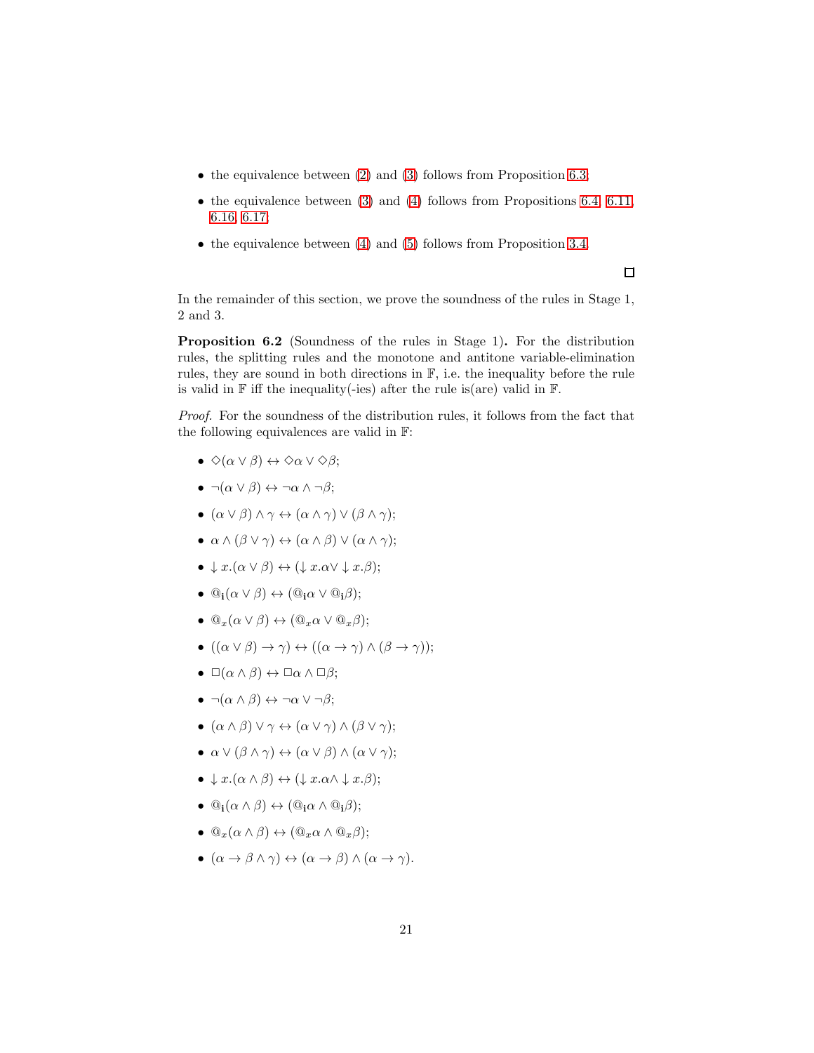- the equivalence between (2) and (3) follows from Proposition 6.3;
- the equivalence between (3) and (4) follows from Propositions 6.4, 6.11, 6.16, 6.17;
- the equivalence between (4) and (5) follows from Proposition 3.4.

□

In the remainder of this section, we prove the soundness of the rules in Stage 1, 2 and 3.

**Proposition 6.2** (Soundness of the rules in Stage 1)**.** For the distribution rules, the splitting rules and the monotone and antitone variable-elimination rules, they are sound in both directions in $\mathbb{F}$, i.e. the inequality before the rule is valid in $\mathbb{F}$ iff the inequality(-ies) after the rule is(are) valid in $\mathbb{F}$.

*Proof.* For the soundness of the distribution rules, it follows from the fact that the following equivalences are valid in $\mathbb{F}$:

- $\Diamond(\alpha \vee \beta) \leftrightarrow \Diamond\alpha \vee \Diamond\beta$;
- $\neg(\alpha \vee \beta) \leftrightarrow \neg\alpha \wedge \neg\beta$;
- $(\alpha \vee \beta) \wedge \gamma \leftrightarrow (\alpha \wedge \gamma) \vee (\beta \wedge \gamma)$;
- $\alpha \wedge (\beta \vee \gamma) \leftrightarrow (\alpha \wedge \beta) \vee (\alpha \wedge \gamma)$;
- $\downarrow x.(\alpha \vee \beta) \leftrightarrow (\downarrow x.\alpha \vee \downarrow x.\beta)$;
- $@_{\mathbf{i}}(\alpha \vee \beta) \leftrightarrow (@_{\mathbf{i}}\alpha \vee @_{\mathbf{i}}\beta)$;
- $@_x(\alpha \vee \beta) \leftrightarrow (@_x\alpha \vee @_x\beta)$;
- $((\alpha \vee \beta) \to \gamma) \leftrightarrow ((\alpha \to \gamma) \wedge (\beta \to \gamma))$;
- $\Box(\alpha \wedge \beta) \leftrightarrow \Box\alpha \wedge \Box\beta$;
- $\neg(\alpha \wedge \beta) \leftrightarrow \neg\alpha \vee \neg\beta$;
- $(\alpha \wedge \beta) \vee \gamma \leftrightarrow (\alpha \vee \gamma) \wedge (\beta \vee \gamma)$;
- $\alpha \vee (\beta \wedge \gamma) \leftrightarrow (\alpha \vee \beta) \wedge (\alpha \vee \gamma)$;
- $\downarrow x.(\alpha \wedge \beta) \leftrightarrow (\downarrow x.\alpha \wedge \downarrow x.\beta)$;
- $@_{\mathbf{i}}(\alpha \wedge \beta) \leftrightarrow (@_{\mathbf{i}}\alpha \wedge @_{\mathbf{i}}\beta)$;
- $@_x(\alpha \wedge \beta) \leftrightarrow (@_x\alpha \wedge @_x\beta)$;
- $(\alpha \to \beta \wedge \gamma) \leftrightarrow (\alpha \to \beta) \wedge (\alpha \to \gamma)$.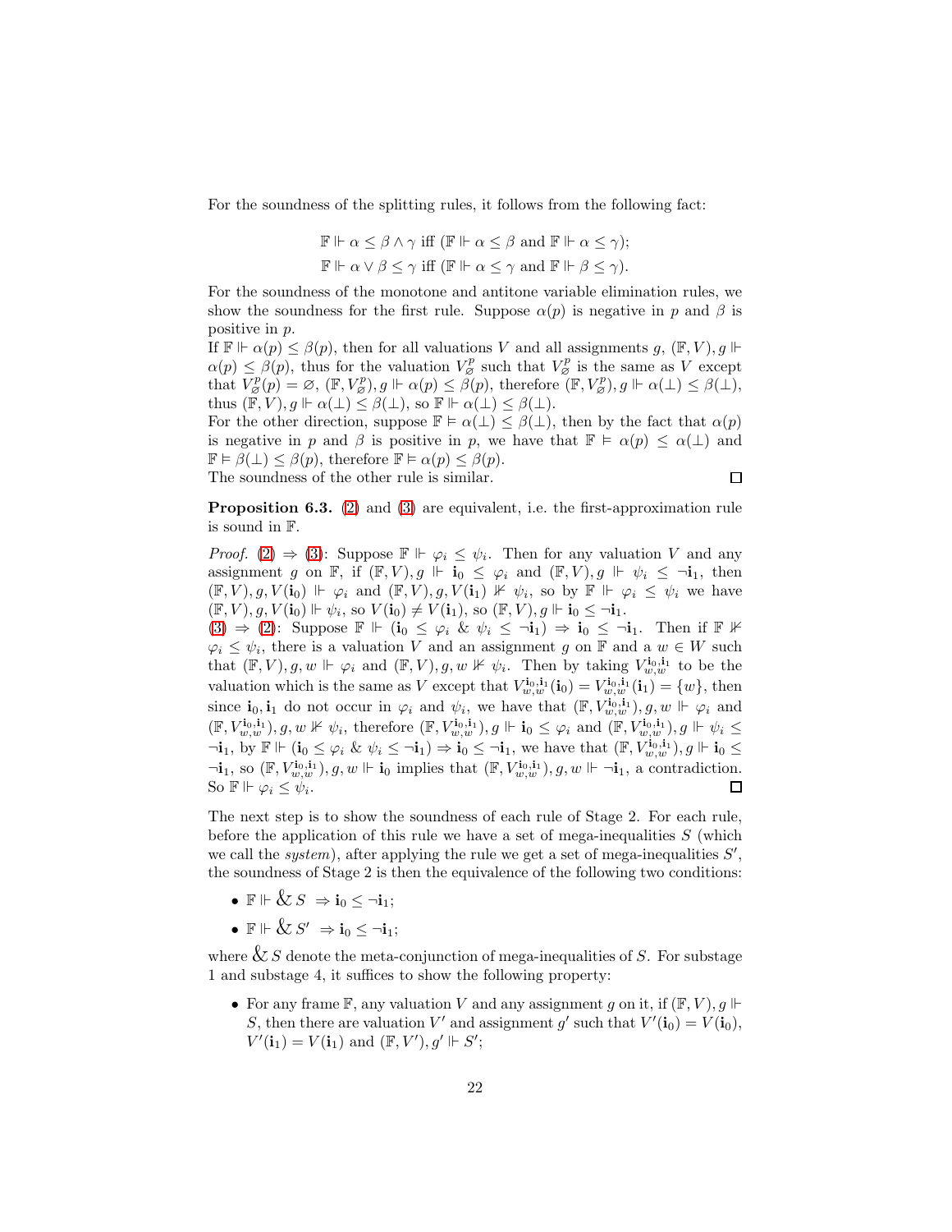For the soundness of the splitting rules, it follows from the following fact:

$$\mathbb{F} \Vdash \alpha \leq \beta \wedge \gamma \text{ iff } (\mathbb{F} \Vdash \alpha \leq \beta \text{ and } \mathbb{F} \Vdash \alpha \leq \gamma);$$
$$\mathbb{F} \Vdash \alpha \vee \beta \leq \gamma \text{ iff } (\mathbb{F} \Vdash \alpha \leq \gamma \text{ and } \mathbb{F} \Vdash \beta \leq \gamma).$$

For the soundness of the monotone and antitone variable elimination rules, we show the soundness for the first rule. Suppose $\alpha(p)$ is negative in $p$ and $\beta$ is positive in $p$.

If $\mathbb{F} \Vdash \alpha(p) \leq \beta(p)$, then for all valuations $V$ and all assignments $g$, $(\mathbb{F}, V), g \Vdash \alpha(p) \leq \beta(p)$, thus for the valuation $V^p_\varnothing$ such that $V^p_\varnothing$ is the same as $V$ except that $V^p_\varnothing(p) = \varnothing$, $(\mathbb{F}, V^p_\varnothing), g \Vdash \alpha(p) \leq \beta(p)$, therefore $(\mathbb{F}, V^p_\varnothing), g \Vdash \alpha(\bot) \leq \beta(\bot)$, thus $(\mathbb{F}, V), g \Vdash \alpha(\bot) \leq \beta(\bot)$, so $\mathbb{F} \Vdash \alpha(\bot) \leq \beta(\bot)$.

For the other direction, suppose $\mathbb{F} \vDash \alpha(\bot) \leq \beta(\bot)$, then by the fact that $\alpha(p)$ is negative in $p$ and $\beta$ is positive in $p$, we have that $\mathbb{F} \vDash \alpha(p) \leq \alpha(\bot)$ and $\mathbb{F} \vDash \beta(\bot) \leq \beta(p)$, therefore $\mathbb{F} \vDash \alpha(p) \leq \beta(p)$.

The soundness of the other rule is similar. ∎

**Proposition 6.3.** (2) and (3) are equivalent, i.e. the first-approximation rule is sound in $\mathbb{F}$.

*Proof.* (2) $\Rightarrow$ (3): Suppose $\mathbb{F} \Vdash \varphi_i \leq \psi_i$. Then for any valuation $V$ and any assignment $g$ on $\mathbb{F}$, if $(\mathbb{F}, V), g \Vdash \mathbf{i}_0 \leq \varphi_i$ and $(\mathbb{F}, V), g \Vdash \psi_i \leq \neg \mathbf{i}_1$, then $(\mathbb{F}, V), g, V(\mathbf{i}_0) \Vdash \varphi_i$ and $(\mathbb{F}, V), g, V(\mathbf{i}_1) \nVdash \psi_i$, so by $\mathbb{F} \Vdash \varphi_i \leq \psi_i$ we have $(\mathbb{F}, V), g, V(\mathbf{i}_0) \Vdash \psi_i$, so $V(\mathbf{i}_0) \neq V(\mathbf{i}_1)$, so $(\mathbb{F}, V), g \Vdash \mathbf{i}_0 \leq \neg \mathbf{i}_1$.

(3) $\Rightarrow$ (2): Suppose $\mathbb{F} \Vdash (\mathbf{i}_0 \leq \varphi_i \ \& \ \psi_i \leq \neg \mathbf{i}_1) \Rightarrow \mathbf{i}_0 \leq \neg \mathbf{i}_1$. Then if $\mathbb{F} \nVdash \varphi_i \leq \psi_i$, there is a valuation $V$ and an assignment $g$ on $\mathbb{F}$ and a $w \in W$ such that $(\mathbb{F}, V), g, w \Vdash \varphi_i$ and $(\mathbb{F}, V), g, w \nVdash \psi_i$. Then by taking $V^{\mathbf{i}_0, \mathbf{i}_1}_{w,w}$ to be the valuation which is the same as $V$ except that $V^{\mathbf{i}_0, \mathbf{i}_1}_{w,w}(\mathbf{i}_0) = V^{\mathbf{i}_0, \mathbf{i}_1}_{w,w}(\mathbf{i}_1) = \{w\}$, then since $\mathbf{i}_0, \mathbf{i}_1$ do not occur in $\varphi_i$ and $\psi_i$, we have that $(\mathbb{F}, V^{\mathbf{i}_0, \mathbf{i}_1}_{w,w}), g, w \Vdash \varphi_i$ and $(\mathbb{F}, V^{\mathbf{i}_0, \mathbf{i}_1}_{w,w}), g, w \nVdash \psi_i$, therefore $(\mathbb{F}, V^{\mathbf{i}_0, \mathbf{i}_1}_{w,w}), g \Vdash \mathbf{i}_0 \leq \varphi_i$ and $(\mathbb{F}, V^{\mathbf{i}_0, \mathbf{i}_1}_{w,w}), g \Vdash \psi_i \leq \neg \mathbf{i}_1$, by $\mathbb{F} \Vdash (\mathbf{i}_0 \leq \varphi_i \ \& \ \psi_i \leq \neg \mathbf{i}_1) \Rightarrow \mathbf{i}_0 \leq \neg \mathbf{i}_1$, we have that $(\mathbb{F}, V^{\mathbf{i}_0, \mathbf{i}_1}_{w,w}), g \Vdash \mathbf{i}_0 \leq \neg \mathbf{i}_1$, so $(\mathbb{F}, V^{\mathbf{i}_0, \mathbf{i}_1}_{w,w}), g, w \Vdash \mathbf{i}_0$ implies that $(\mathbb{F}, V^{\mathbf{i}_0, \mathbf{i}_1}_{w,w}), g, w \Vdash \neg \mathbf{i}_1$, a contradiction. So $\mathbb{F} \Vdash \varphi_i \leq \psi_i$. ∎

The next step is to show the soundness of each rule of Stage 2. For each rule, before the application of this rule we have a set of mega-inequalities $S$ (which we call the *system*), after applying the rule we get a set of mega-inequalities $S'$, the soundness of Stage 2 is then the equivalence of the following two conditions:

- $\mathbb{F} \Vdash \mathop{\&} S \ \Rightarrow \mathbf{i}_0 \leq \neg \mathbf{i}_1$;
- $\mathbb{F} \Vdash \mathop{\&} S' \ \Rightarrow \mathbf{i}_0 \leq \neg \mathbf{i}_1$;

where $\mathop{\&} S$ denote the meta-conjunction of mega-inequalities of $S$. For substage 1 and substage 4, it suffices to show the following property:

- For any frame $\mathbb{F}$, any valuation $V$ and any assignment $g$ on it, if $(\mathbb{F}, V), g \Vdash S$, then there are valuation $V'$ and assignment $g'$ such that $V'(\mathbf{i}_0) = V(\mathbf{i}_0)$, $V'(\mathbf{i}_1) = V(\mathbf{i}_1)$ and $(\mathbb{F}, V'), g' \Vdash S'$;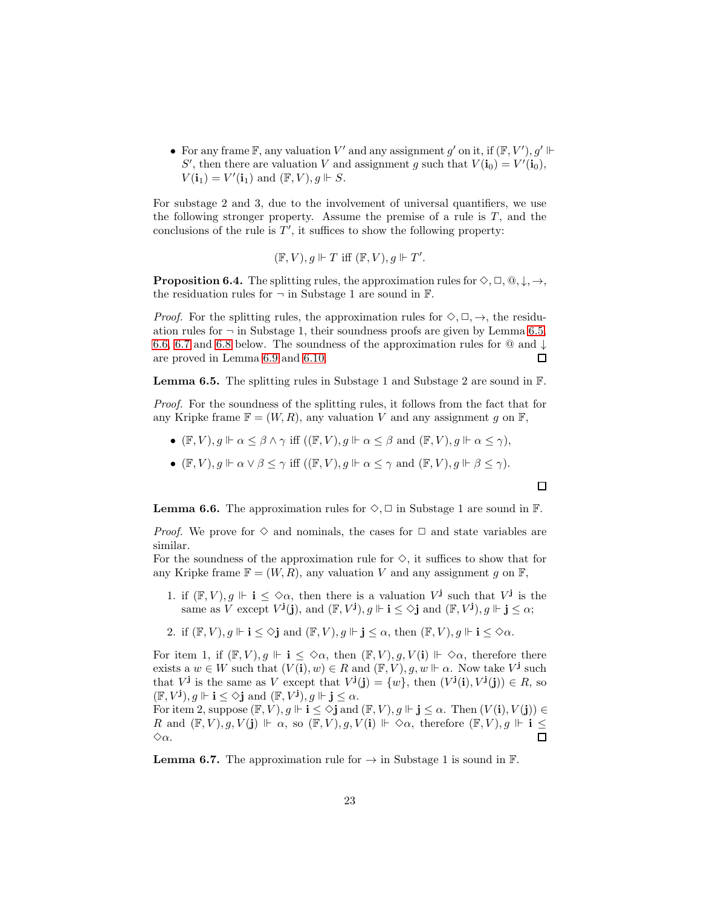- For any frame $\mathbb{F}$, any valuation $V'$ and any assignment $g'$ on it, if $(\mathbb{F}, V'), g' \Vdash S'$, then there are valuation $V$ and assignment $g$ such that $V(\mathbf{i}_0) = V'(\mathbf{i}_0)$, $V(\mathbf{i}_1) = V'(\mathbf{i}_1)$ and $(\mathbb{F}, V), g \Vdash S$.

For substage 2 and 3, due to the involvement of universal quantifiers, we use the following stronger property. Assume the premise of a rule is $T$, and the conclusions of the rule is $T'$, it suffices to show the following property:

$$(\mathbb{F}, V), g \Vdash T \text{ iff } (\mathbb{F}, V), g \Vdash T'.$$

**Proposition 6.4.** The splitting rules, the approximation rules for $\Diamond, \Box, @, \downarrow, \rightarrow$, the residuation rules for $\neg$ in Substage 1 are sound in $\mathbb{F}$.

*Proof.* For the splitting rules, the approximation rules for $\Diamond, \Box, \rightarrow$, the residuation rules for $\neg$ in Substage 1, their soundness proofs are given by Lemma 6.5, 6.6, 6.7 and 6.8 below. The soundness of the approximation rules for $@$ and $\downarrow$ are proved in Lemma 6.9 and 6.10. ∎

**Lemma 6.5.** The splitting rules in Substage 1 and Substage 2 are sound in $\mathbb{F}$.

*Proof.* For the soundness of the splitting rules, it follows from the fact that for any Kripke frame $\mathbb{F} = (W, R)$, any valuation $V$ and any assignment $g$ on $\mathbb{F}$,

- $(\mathbb{F}, V), g \Vdash \alpha \leq \beta \wedge \gamma$ iff $((\mathbb{F}, V), g \Vdash \alpha \leq \beta$ and $(\mathbb{F}, V), g \Vdash \alpha \leq \gamma)$,
- $(\mathbb{F}, V), g \Vdash \alpha \vee \beta \leq \gamma$ iff $((\mathbb{F}, V), g \Vdash \alpha \leq \gamma$ and $(\mathbb{F}, V), g \Vdash \beta \leq \gamma)$.

∎

**Lemma 6.6.** The approximation rules for $\Diamond, \Box$ in Substage 1 are sound in $\mathbb{F}$.

*Proof.* We prove for $\Diamond$ and nominals, the cases for $\Box$ and state variables are similar.
For the soundness of the approximation rule for $\Diamond$, it suffices to show that for any Kripke frame $\mathbb{F} = (W, R)$, any valuation $V$ and any assignment $g$ on $\mathbb{F}$,

1. if $(\mathbb{F}, V), g \Vdash \mathbf{i} \leq \Diamond\alpha$, then there is a valuation $V^{\mathbf{j}}$ such that $V^{\mathbf{j}}$ is the same as $V$ except $V^{\mathbf{j}}(\mathbf{j})$, and $(\mathbb{F}, V^{\mathbf{j}}), g \Vdash \mathbf{i} \leq \Diamond\mathbf{j}$ and $(\mathbb{F}, V^{\mathbf{j}}), g \Vdash \mathbf{j} \leq \alpha$;
2. if $(\mathbb{F}, V), g \Vdash \mathbf{i} \leq \Diamond\mathbf{j}$ and $(\mathbb{F}, V), g \Vdash \mathbf{j} \leq \alpha$, then $(\mathbb{F}, V), g \Vdash \mathbf{i} \leq \Diamond\alpha$.

For item 1, if $(\mathbb{F}, V), g \Vdash \mathbf{i} \leq \Diamond\alpha$, then $(\mathbb{F}, V), g, V(\mathbf{i}) \Vdash \Diamond\alpha$, therefore there exists a $w \in W$ such that $(V(\mathbf{i}), w) \in R$ and $(\mathbb{F}, V), g, w \Vdash \alpha$. Now take $V^{\mathbf{j}}$ such that $V^{\mathbf{j}}$ is the same as $V$ except that $V^{\mathbf{j}}(\mathbf{j}) = \{w\}$, then $(V^{\mathbf{j}}(\mathbf{i}), V^{\mathbf{j}}(\mathbf{j})) \in R$, so $(\mathbb{F}, V^{\mathbf{j}}), g \Vdash \mathbf{i} \leq \Diamond\mathbf{j}$ and $(\mathbb{F}, V^{\mathbf{j}}), g \Vdash \mathbf{j} \leq \alpha$.
For item 2, suppose $(\mathbb{F}, V), g \Vdash \mathbf{i} \leq \Diamond\mathbf{j}$ and $(\mathbb{F}, V), g \Vdash \mathbf{j} \leq \alpha$. Then $(V(\mathbf{i}), V(\mathbf{j})) \in R$ and $(\mathbb{F}, V), g, V(\mathbf{j}) \Vdash \alpha$, so $(\mathbb{F}, V), g, V(\mathbf{i}) \Vdash \Diamond\alpha$, therefore $(\mathbb{F}, V), g \Vdash \mathbf{i} \leq \Diamond\alpha$. ∎

**Lemma 6.7.** The approximation rule for $\rightarrow$ in Substage 1 is sound in $\mathbb{F}$.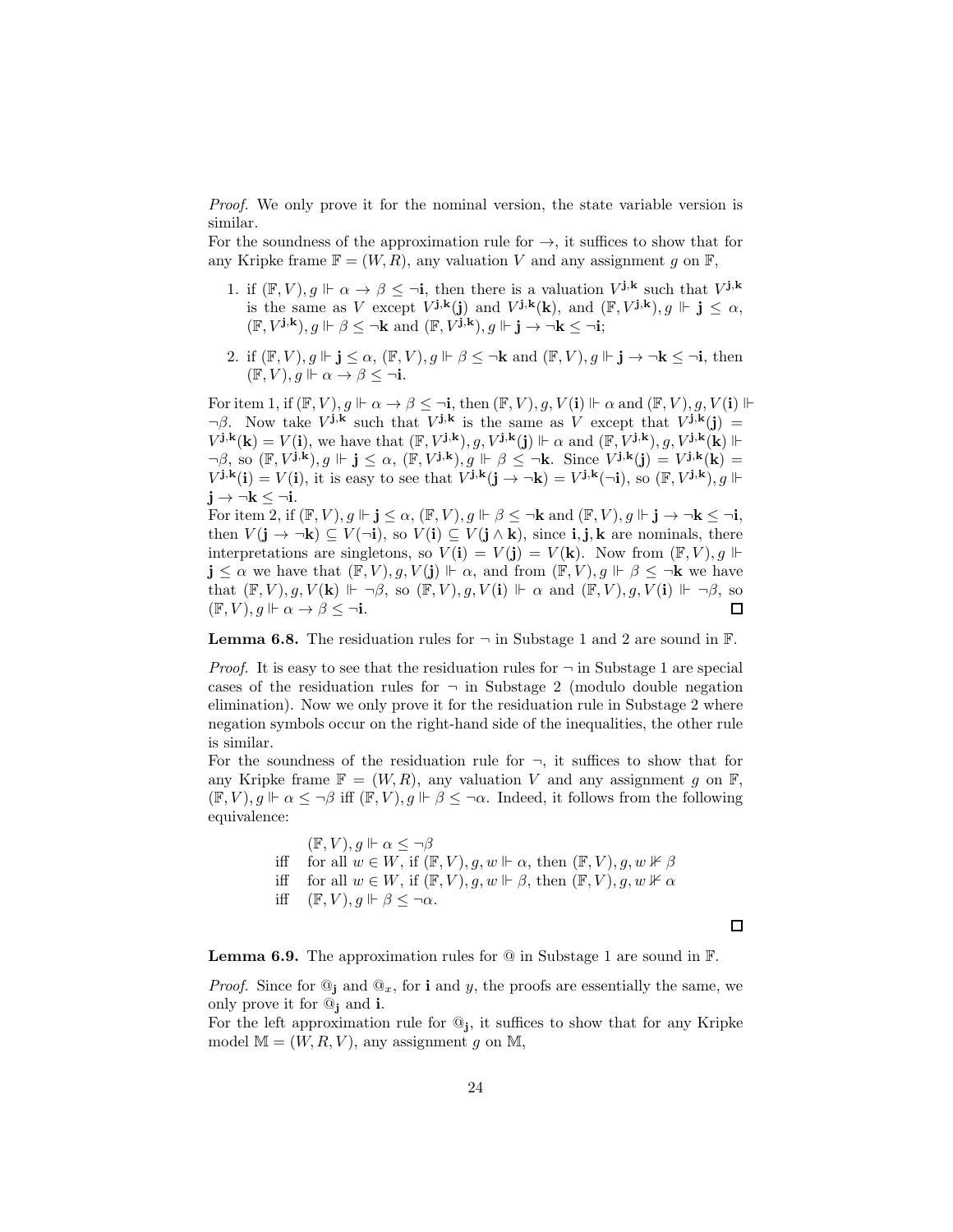*Proof.* We only prove it for the nominal version, the state variable version is similar.

For the soundness of the approximation rule for $\to$, it suffices to show that for any Kripke frame $\mathbb{F} = (W, R)$, any valuation $V$ and any assignment $g$ on $\mathbb{F}$,

1. if $(\mathbb{F}, V), g \Vdash \alpha \to \beta \leq \neg\mathbf{i}$, then there is a valuation $V^{\mathbf{j},\mathbf{k}}$ such that $V^{\mathbf{j},\mathbf{k}}$ is the same as $V$ except $V^{\mathbf{j},\mathbf{k}}(\mathbf{j})$ and $V^{\mathbf{j},\mathbf{k}}(\mathbf{k})$, and $(\mathbb{F}, V^{\mathbf{j},\mathbf{k}}), g \Vdash \mathbf{j} \leq \alpha$, $(\mathbb{F}, V^{\mathbf{j},\mathbf{k}}), g \Vdash \beta \leq \neg\mathbf{k}$ and $(\mathbb{F}, V^{\mathbf{j},\mathbf{k}}), g \Vdash \mathbf{j} \to \neg\mathbf{k} \leq \neg\mathbf{i}$;

2. if $(\mathbb{F}, V), g \Vdash \mathbf{j} \leq \alpha$, $(\mathbb{F}, V), g \Vdash \beta \leq \neg\mathbf{k}$ and $(\mathbb{F}, V), g \Vdash \mathbf{j} \to \neg\mathbf{k} \leq \neg\mathbf{i}$, then $(\mathbb{F}, V), g \Vdash \alpha \to \beta \leq \neg\mathbf{i}$.

For item 1, if $(\mathbb{F}, V), g \Vdash \alpha \to \beta \leq \neg\mathbf{i}$, then $(\mathbb{F}, V), g, V(\mathbf{i}) \Vdash \alpha$ and $(\mathbb{F}, V), g, V(\mathbf{i}) \Vdash \neg\beta$. Now take $V^{\mathbf{j},\mathbf{k}}$ such that $V^{\mathbf{j},\mathbf{k}}$ is the same as $V$ except that $V^{\mathbf{j},\mathbf{k}}(\mathbf{j}) = V^{\mathbf{j},\mathbf{k}}(\mathbf{k}) = V(\mathbf{i})$, we have that $(\mathbb{F}, V^{\mathbf{j},\mathbf{k}}), g, V^{\mathbf{j},\mathbf{k}}(\mathbf{j}) \Vdash \alpha$ and $(\mathbb{F}, V^{\mathbf{j},\mathbf{k}}), g, V^{\mathbf{j},\mathbf{k}}(\mathbf{k}) \Vdash \neg\beta$, so $(\mathbb{F}, V^{\mathbf{j},\mathbf{k}}), g \Vdash \mathbf{j} \leq \alpha$, $(\mathbb{F}, V^{\mathbf{j},\mathbf{k}}), g \Vdash \beta \leq \neg\mathbf{k}$. Since $V^{\mathbf{j},\mathbf{k}}(\mathbf{j}) = V^{\mathbf{j},\mathbf{k}}(\mathbf{k}) = V^{\mathbf{j},\mathbf{k}}(\mathbf{i}) = V(\mathbf{i})$, it is easy to see that $V^{\mathbf{j},\mathbf{k}}(\mathbf{j} \to \neg\mathbf{k}) = V^{\mathbf{j},\mathbf{k}}(\neg\mathbf{i})$, so $(\mathbb{F}, V^{\mathbf{j},\mathbf{k}}), g \Vdash \mathbf{j} \to \neg\mathbf{k} \leq \neg\mathbf{i}$.

For item 2, if $(\mathbb{F}, V), g \Vdash \mathbf{j} \leq \alpha$, $(\mathbb{F}, V), g \Vdash \beta \leq \neg\mathbf{k}$ and $(\mathbb{F}, V), g \Vdash \mathbf{j} \to \neg\mathbf{k} \leq \neg\mathbf{i}$, then $V(\mathbf{j} \to \neg\mathbf{k}) \subseteq V(\neg\mathbf{i})$, so $V(\mathbf{i}) \subseteq V(\mathbf{j} \wedge \mathbf{k})$, since $\mathbf{i}, \mathbf{j}, \mathbf{k}$ are nominals, there interpretations are singletons, so $V(\mathbf{i}) = V(\mathbf{j}) = V(\mathbf{k})$. Now from $(\mathbb{F}, V), g \Vdash \mathbf{j} \leq \alpha$ we have that $(\mathbb{F}, V), g, V(\mathbf{j}) \Vdash \alpha$, and from $(\mathbb{F}, V), g \Vdash \beta \leq \neg\mathbf{k}$ we have that $(\mathbb{F}, V), g, V(\mathbf{k}) \Vdash \neg\beta$, so $(\mathbb{F}, V), g, V(\mathbf{i}) \Vdash \alpha$ and $(\mathbb{F}, V), g, V(\mathbf{i}) \Vdash \neg\beta$, so $(\mathbb{F}, V), g \Vdash \alpha \to \beta \leq \neg\mathbf{i}$. $\square$

**Lemma 6.8.** The residuation rules for $\neg$ in Substage 1 and 2 are sound in $\mathbb{F}$.

*Proof.* It is easy to see that the residuation rules for $\neg$ in Substage 1 are special cases of the residuation rules for $\neg$ in Substage 2 (modulo double negation elimination). Now we only prove it for the residuation rule in Substage 2 where negation symbols occur on the right-hand side of the inequalities, the other rule is similar.

For the soundness of the residuation rule for $\neg$, it suffices to show that for any Kripke frame $\mathbb{F} = (W, R)$, any valuation $V$ and any assignment $g$ on $\mathbb{F}$, $(\mathbb{F}, V), g \Vdash \alpha \leq \neg\beta$ iff $(\mathbb{F}, V), g \Vdash \beta \leq \neg\alpha$. Indeed, it follows from the following equivalence:

$$
\begin{array}{ll}
 & (\mathbb{F}, V), g \Vdash \alpha \leq \neg\beta \\
\text{iff} & \text{for all } w \in W, \text{ if } (\mathbb{F}, V), g, w \Vdash \alpha, \text{ then } (\mathbb{F}, V), g, w \nVdash \beta \\
\text{iff} & \text{for all } w \in W, \text{ if } (\mathbb{F}, V), g, w \Vdash \beta, \text{ then } (\mathbb{F}, V), g, w \nVdash \alpha \\
\text{iff} & (\mathbb{F}, V), g \Vdash \beta \leq \neg\alpha.
\end{array}
$$

$\square$

**Lemma 6.9.** The approximation rules for @ in Substage 1 are sound in $\mathbb{F}$.

*Proof.* Since for $@_\mathbf{j}$ and $@_x$, for $\mathbf{i}$ and $y$, the proofs are essentially the same, we only prove it for $@_\mathbf{j}$ and $\mathbf{i}$.

For the left approximation rule for $@_\mathbf{j}$, it suffices to show that for any Kripke model $\mathbb{M} = (W, R, V)$, any assignment $g$ on $\mathbb{M}$,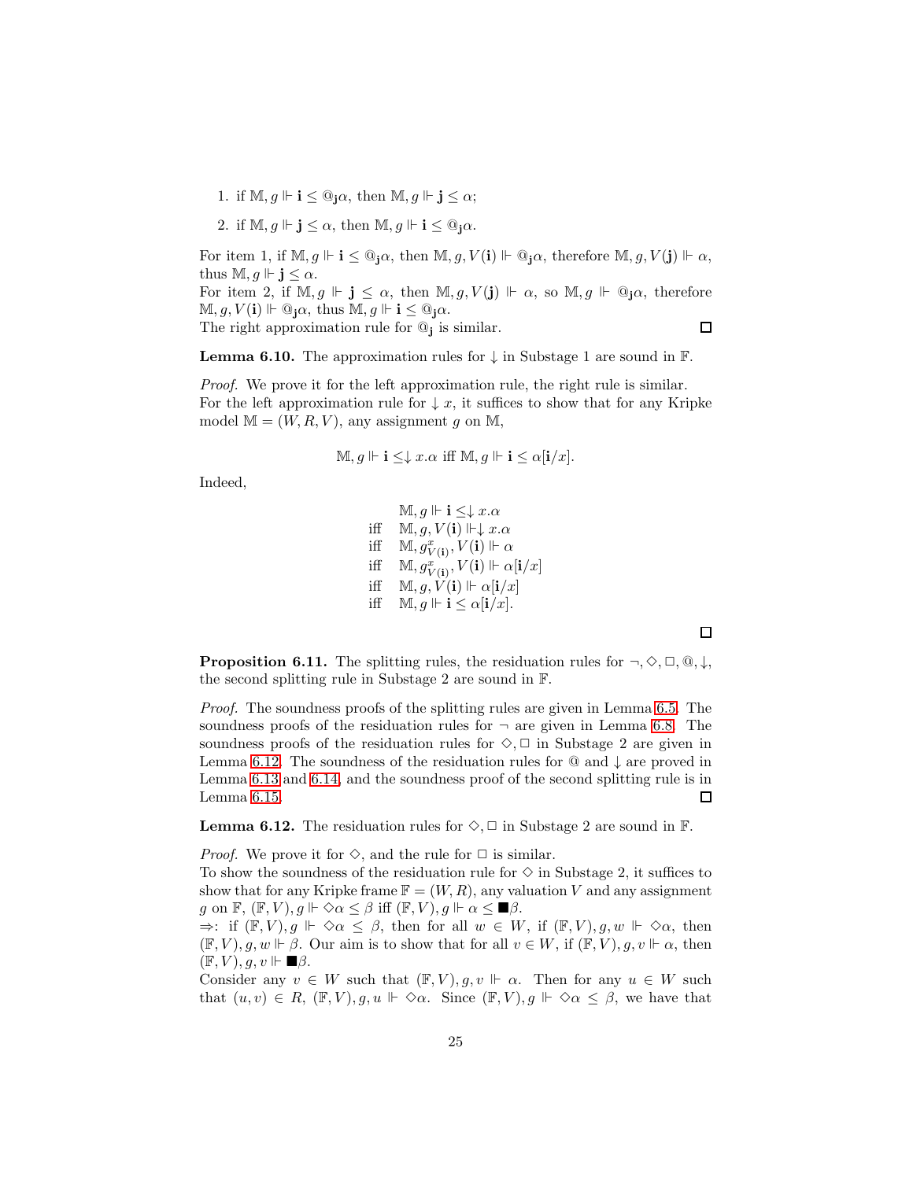1. if $\mathbb{M}, g \Vdash \mathbf{i} \leq @_{\mathbf{j}}\alpha$, then $\mathbb{M}, g \Vdash \mathbf{j} \leq \alpha$;

2. if $\mathbb{M}, g \Vdash \mathbf{j} \leq \alpha$, then $\mathbb{M}, g \Vdash \mathbf{i} \leq @_{\mathbf{j}}\alpha$.

For item 1, if $\mathbb{M}, g \Vdash \mathbf{i} \leq @_{\mathbf{j}}\alpha$, then $\mathbb{M}, g, V(\mathbf{i}) \Vdash @_{\mathbf{j}}\alpha$, therefore $\mathbb{M}, g, V(\mathbf{j}) \Vdash \alpha$, thus $\mathbb{M}, g \Vdash \mathbf{j} \leq \alpha$.
For item 2, if $\mathbb{M}, g \Vdash \mathbf{j} \leq \alpha$, then $\mathbb{M}, g, V(\mathbf{j}) \Vdash \alpha$, so $\mathbb{M}, g \Vdash @_{\mathbf{j}}\alpha$, therefore $\mathbb{M}, g, V(\mathbf{i}) \Vdash @_{\mathbf{j}}\alpha$, thus $\mathbb{M}, g \Vdash \mathbf{i} \leq @_{\mathbf{j}}\alpha$.
The right approximation rule for $@_{\mathbf{j}}$ is similar. □

**Lemma 6.10.** The approximation rules for $\downarrow$ in Substage 1 are sound in $\mathbb{F}$.

*Proof.* We prove it for the left approximation rule, the right rule is similar.
For the left approximation rule for $\downarrow x$, it suffices to show that for any Kripke model $\mathbb{M} = (W, R, V)$, any assignment $g$ on $\mathbb{M}$,

$$\mathbb{M}, g \Vdash \mathbf{i} \leq \downarrow x.\alpha \text{ iff } \mathbb{M}, g \Vdash \mathbf{i} \leq \alpha[\mathbf{i}/x].$$

Indeed,

$$\begin{array}{ll} & \mathbb{M}, g \Vdash \mathbf{i} \leq \downarrow x.\alpha \\ \text{iff} & \mathbb{M}, g, V(\mathbf{i}) \Vdash \downarrow x.\alpha \\ \text{iff} & \mathbb{M}, g^x_{V(\mathbf{i})}, V(\mathbf{i}) \Vdash \alpha \\ \text{iff} & \mathbb{M}, g^x_{V(\mathbf{i})}, V(\mathbf{i}) \Vdash \alpha[\mathbf{i}/x] \\ \text{iff} & \mathbb{M}, g, V(\mathbf{i}) \Vdash \alpha[\mathbf{i}/x] \\ \text{iff} & \mathbb{M}, g \Vdash \mathbf{i} \leq \alpha[\mathbf{i}/x]. \end{array}$$

□

**Proposition 6.11.** The splitting rules, the residuation rules for $\neg, \Diamond, \Box, @, \downarrow$, the second splitting rule in Substage 2 are sound in $\mathbb{F}$.

*Proof.* The soundness proofs of the splitting rules are given in Lemma 6.5. The soundness proofs of the residuation rules for $\neg$ are given in Lemma 6.8. The soundness proofs of the residuation rules for $\Diamond, \Box$ in Substage 2 are given in Lemma 6.12. The soundness of the residuation rules for $@$ and $\downarrow$ are proved in Lemma 6.13 and 6.14, and the soundness proof of the second splitting rule is in Lemma 6.15. □

**Lemma 6.12.** The residuation rules for $\Diamond, \Box$ in Substage 2 are sound in $\mathbb{F}$.

*Proof.* We prove it for $\Diamond$, and the rule for $\Box$ is similar.
To show the soundness of the residuation rule for $\Diamond$ in Substage 2, it suffices to show that for any Kripke frame $\mathbb{F} = (W, R)$, any valuation $V$ and any assignment $g$ on $\mathbb{F}$, $(\mathbb{F}, V), g \Vdash \Diamond\alpha \leq \beta$ iff $(\mathbb{F}, V), g \Vdash \alpha \leq \blacksquare\beta$.
$\Rightarrow$: if $(\mathbb{F}, V), g \Vdash \Diamond\alpha \leq \beta$, then for all $w \in W$, if $(\mathbb{F}, V), g, w \Vdash \Diamond\alpha$, then $(\mathbb{F}, V), g, w \Vdash \beta$. Our aim is to show that for all $v \in W$, if $(\mathbb{F}, V), g, v \Vdash \alpha$, then $(\mathbb{F}, V), g, v \Vdash \blacksquare\beta$.
Consider any $v \in W$ such that $(\mathbb{F}, V), g, v \Vdash \alpha$. Then for any $u \in W$ such that $(u, v) \in R$, $(\mathbb{F}, V), g, u \Vdash \Diamond\alpha$. Since $(\mathbb{F}, V), g \Vdash \Diamond\alpha \leq \beta$, we have that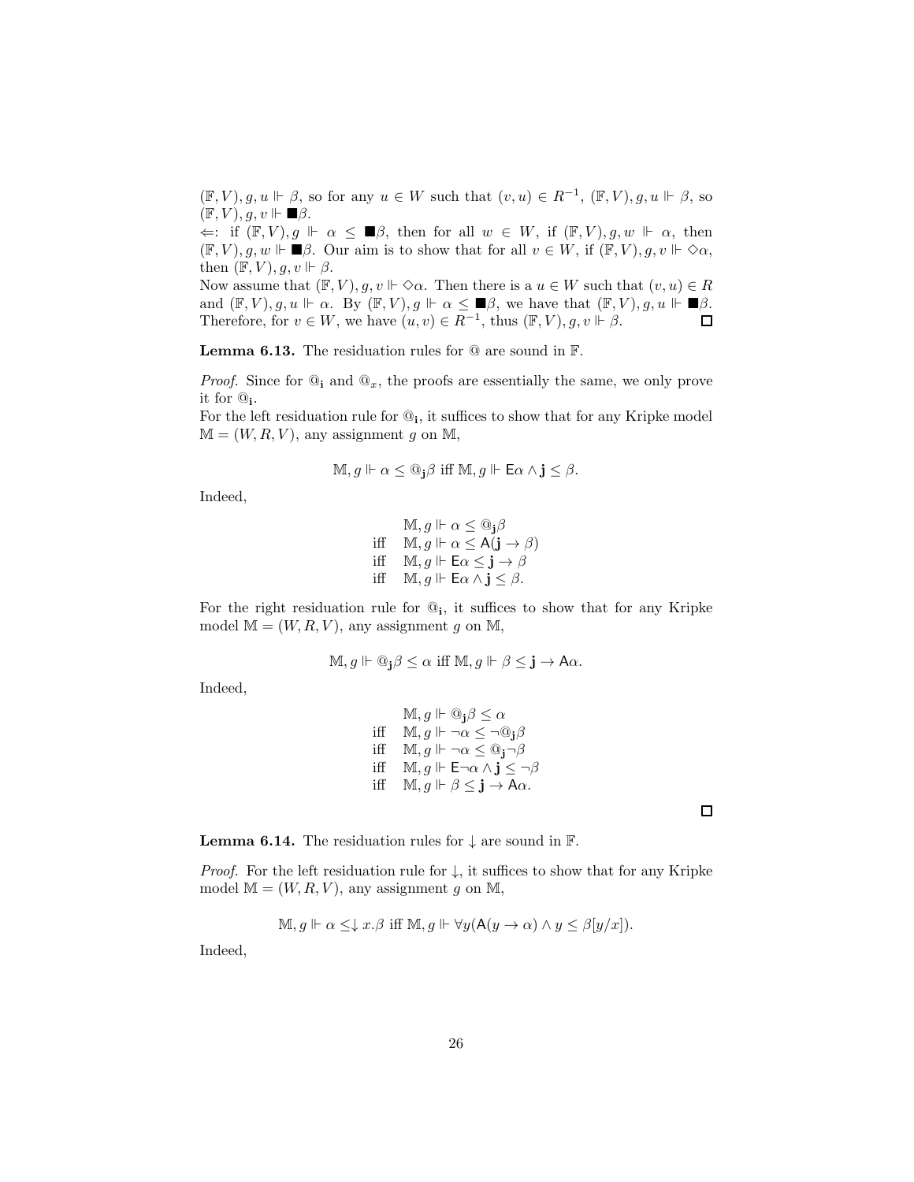$(\mathbb{F}, V), g, u \Vdash \beta$, so for any $u \in W$ such that $(v, u) \in R^{-1}$, $(\mathbb{F}, V), g, u \Vdash \beta$, so $(\mathbb{F}, V), g, v \Vdash \blacksquare\beta$.

$\Leftarrow$: if $(\mathbb{F}, V), g \Vdash \alpha \leq \blacksquare\beta$, then for all $w \in W$, if $(\mathbb{F}, V), g, w \Vdash \alpha$, then $(\mathbb{F}, V), g, w \Vdash \blacksquare\beta$. Our aim is to show that for all $v \in W$, if $(\mathbb{F}, V), g, v \Vdash \Diamond\alpha$, then $(\mathbb{F}, V), g, v \Vdash \beta$.

Now assume that $(\mathbb{F}, V), g, v \Vdash \Diamond\alpha$. Then there is a $u \in W$ such that $(v, u) \in R$ and $(\mathbb{F}, V), g, u \Vdash \alpha$. By $(\mathbb{F}, V), g \Vdash \alpha \leq \blacksquare\beta$, we have that $(\mathbb{F}, V), g, u \Vdash \blacksquare\beta$. Therefore, for $v \in W$, we have $(u, v) \in R^{-1}$, thus $(\mathbb{F}, V), g, v \Vdash \beta$. ☐

**Lemma 6.13.** The residuation rules for @ are sound in $\mathbb{F}$.

*Proof.* Since for $@_\mathbf{i}$ and $@_x$, the proofs are essentially the same, we only prove it for $@_\mathbf{i}$.

For the left residuation rule for $@_\mathbf{i}$, it suffices to show that for any Kripke model $\mathbb{M} = (W, R, V)$, any assignment $g$ on $\mathbb{M}$,

$$\mathbb{M}, g \Vdash \alpha \leq @_\mathbf{j}\beta \text{ iff } \mathbb{M}, g \Vdash \mathsf{E}\alpha \wedge \mathbf{j} \leq \beta.$$

Indeed,

$$\begin{array}{ll} & \mathbb{M}, g \Vdash \alpha \leq @_\mathbf{j}\beta \\ \text{iff} & \mathbb{M}, g \Vdash \alpha \leq \mathsf{A}(\mathbf{j} \to \beta) \\ \text{iff} & \mathbb{M}, g \Vdash \mathsf{E}\alpha \leq \mathbf{j} \to \beta \\ \text{iff} & \mathbb{M}, g \Vdash \mathsf{E}\alpha \wedge \mathbf{j} \leq \beta. \end{array}$$

For the right residuation rule for $@_\mathbf{i}$, it suffices to show that for any Kripke model $\mathbb{M} = (W, R, V)$, any assignment $g$ on $\mathbb{M}$,

$$\mathbb{M}, g \Vdash @_\mathbf{j}\beta \leq \alpha \text{ iff } \mathbb{M}, g \Vdash \beta \leq \mathbf{j} \to \mathsf{A}\alpha.$$

Indeed,

$$\begin{array}{ll} & \mathbb{M}, g \Vdash @_\mathbf{j}\beta \leq \alpha \\ \text{iff} & \mathbb{M}, g \Vdash \neg\alpha \leq \neg @_\mathbf{j}\beta \\ \text{iff} & \mathbb{M}, g \Vdash \neg\alpha \leq @_\mathbf{j}\neg\beta \\ \text{iff} & \mathbb{M}, g \Vdash \mathsf{E}\neg\alpha \wedge \mathbf{j} \leq \neg\beta \\ \text{iff} & \mathbb{M}, g \Vdash \beta \leq \mathbf{j} \to \mathsf{A}\alpha. \end{array}$$

☐

**Lemma 6.14.** The residuation rules for $\downarrow$ are sound in $\mathbb{F}$.

*Proof.* For the left residuation rule for $\downarrow$, it suffices to show that for any Kripke model $\mathbb{M} = (W, R, V)$, any assignment $g$ on $\mathbb{M}$,

$$\mathbb{M}, g \Vdash \alpha \leq \downarrow x.\beta \text{ iff } \mathbb{M}, g \Vdash \forall y(\mathsf{A}(y \to \alpha) \wedge y \leq \beta[y/x]).$$

Indeed,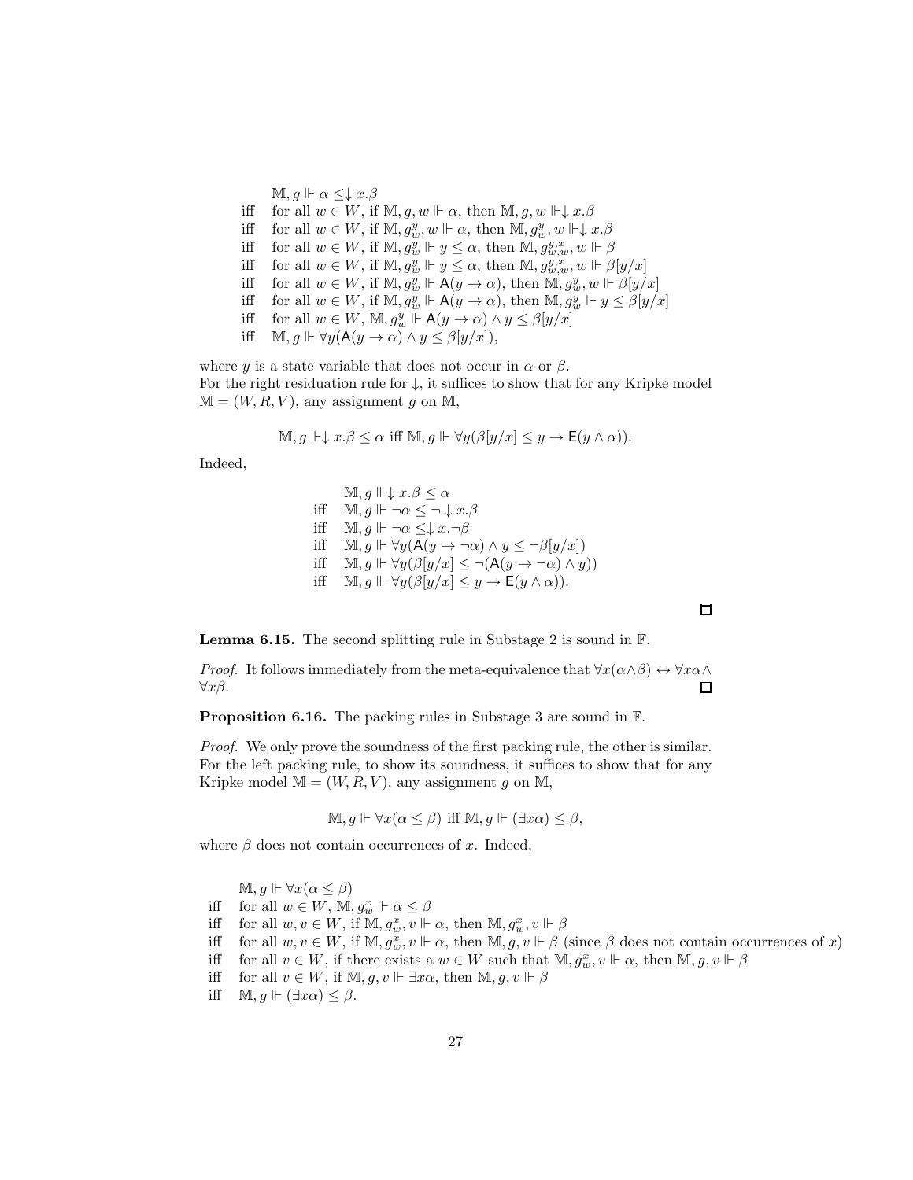$$
\begin{array}{ll}
& \mathbb{M}, g \Vdash \alpha \leq \downarrow x.\beta \\
\text{iff} & \text{for all } w \in W, \text{ if } \mathbb{M}, g, w \Vdash \alpha, \text{ then } \mathbb{M}, g, w \Vdash \downarrow x.\beta \\
\text{iff} & \text{for all } w \in W, \text{ if } \mathbb{M}, g^y_w, w \Vdash \alpha, \text{ then } \mathbb{M}, g^y_w, w \Vdash \downarrow x.\beta \\
\text{iff} & \text{for all } w \in W, \text{ if } \mathbb{M}, g^y_w \Vdash y \leq \alpha, \text{ then } \mathbb{M}, g^{y,x}_{w,w}, w \Vdash \beta \\
\text{iff} & \text{for all } w \in W, \text{ if } \mathbb{M}, g^y_w \Vdash y \leq \alpha, \text{ then } \mathbb{M}, g^{y,x}_{w,w}, w \Vdash \beta[y/x] \\
\text{iff} & \text{for all } w \in W, \text{ if } \mathbb{M}, g^y_w \Vdash \mathsf{A}(y \to \alpha), \text{ then } \mathbb{M}, g^y_w, w \Vdash \beta[y/x] \\
\text{iff} & \text{for all } w \in W, \text{ if } \mathbb{M}, g^y_w \Vdash \mathsf{A}(y \to \alpha), \text{ then } \mathbb{M}, g^y_w \Vdash y \leq \beta[y/x] \\
\text{iff} & \text{for all } w \in W, \mathbb{M}, g^y_w \Vdash \mathsf{A}(y \to \alpha) \wedge y \leq \beta[y/x] \\
\text{iff} & \mathbb{M}, g \Vdash \forall y(\mathsf{A}(y \to \alpha) \wedge y \leq \beta[y/x]),
\end{array}
$$

where $y$ is a state variable that does not occur in $\alpha$ or $\beta$.
For the right residuation rule for $\downarrow$, it suffices to show that for any Kripke model $\mathbb{M} = (W, R, V)$, any assignment $g$ on $\mathbb{M}$,

$$\mathbb{M}, g \Vdash \downarrow x.\beta \leq \alpha \text{ iff } \mathbb{M}, g \Vdash \forall y(\beta[y/x] \leq y \to \mathsf{E}(y \wedge \alpha)).$$

Indeed,

$$
\begin{array}{ll}
& \mathbb{M}, g \Vdash \downarrow x.\beta \leq \alpha \\
\text{iff} & \mathbb{M}, g \Vdash \neg\alpha \leq \neg \downarrow x.\beta \\
\text{iff} & \mathbb{M}, g \Vdash \neg\alpha \leq \downarrow x.\neg\beta \\
\text{iff} & \mathbb{M}, g \Vdash \forall y(\mathsf{A}(y \to \neg\alpha) \wedge y \leq \neg\beta[y/x]) \\
\text{iff} & \mathbb{M}, g \Vdash \forall y(\beta[y/x] \leq \neg(\mathsf{A}(y \to \neg\alpha) \wedge y)) \\
\text{iff} & \mathbb{M}, g \Vdash \forall y(\beta[y/x] \leq y \to \mathsf{E}(y \wedge \alpha)).
\end{array}
$$

∎

**Lemma 6.15.** The second splitting rule in Substage 2 is sound in $\mathbb{F}$.

*Proof.* It follows immediately from the meta-equivalence that $\forall x(\alpha \wedge \beta) \leftrightarrow \forall x\alpha \wedge \forall x\beta$. ∎

**Proposition 6.16.** The packing rules in Substage 3 are sound in $\mathbb{F}$.

*Proof.* We only prove the soundness of the first packing rule, the other is similar. For the left packing rule, to show its soundness, it suffices to show that for any Kripke model $\mathbb{M} = (W, R, V)$, any assignment $g$ on $\mathbb{M}$,

$$\mathbb{M}, g \Vdash \forall x(\alpha \leq \beta) \text{ iff } \mathbb{M}, g \Vdash (\exists x\alpha) \leq \beta,$$

where $\beta$ does not contain occurrences of $x$. Indeed,

$$
\begin{array}{ll}
& \mathbb{M}, g \Vdash \forall x(\alpha \leq \beta) \\
\text{iff} & \text{for all } w \in W, \mathbb{M}, g^x_w \Vdash \alpha \leq \beta \\
\text{iff} & \text{for all } w, v \in W, \text{ if } \mathbb{M}, g^x_w, v \Vdash \alpha, \text{ then } \mathbb{M}, g^x_w, v \Vdash \beta \\
\text{iff} & \text{for all } w, v \in W, \text{ if } \mathbb{M}, g^x_w, v \Vdash \alpha, \text{ then } \mathbb{M}, g, v \Vdash \beta \text{ (since } \beta \text{ does not contain occurrences of } x) \\
\text{iff} & \text{for all } v \in W, \text{ if there exists a } w \in W \text{ such that } \mathbb{M}, g^x_w, v \Vdash \alpha, \text{ then } \mathbb{M}, g, v \Vdash \beta \\
\text{iff} & \text{for all } v \in W, \text{ if } \mathbb{M}, g, v \Vdash \exists x\alpha, \text{ then } \mathbb{M}, g, v \Vdash \beta \\
\text{iff} & \mathbb{M}, g \Vdash (\exists x\alpha) \leq \beta.
\end{array}
$$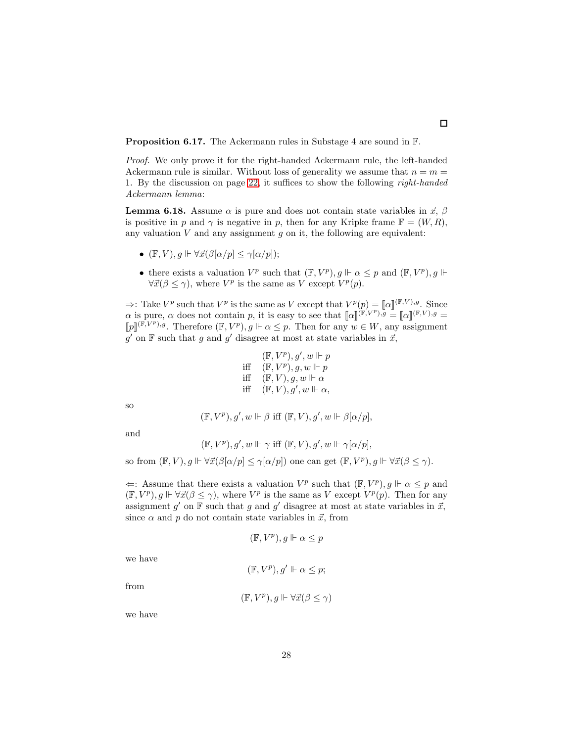□

**Proposition 6.17.** The Ackermann rules in Substage 4 are sound in $\mathbb{F}$.

*Proof.* We only prove it for the right-handed Ackermann rule, the left-handed Ackermann rule is similar. Without loss of generality we assume that $n = m = 1$. By the discussion on page 22, it suffices to show the following *right-handed Ackermann lemma*:

**Lemma 6.18.** Assume $\alpha$ is pure and does not contain state variables in $\vec{x}$, $\beta$ is positive in $p$ and $\gamma$ is negative in $p$, then for any Kripke frame $\mathbb{F} = (W, R)$, any valuation $V$ and any assignment $g$ on it, the following are equivalent:

- $(\mathbb{F}, V), g \Vdash \forall\vec{x}(\beta[\alpha/p] \leq \gamma[\alpha/p])$;
- there exists a valuation $V^p$ such that $(\mathbb{F}, V^p), g \Vdash \alpha \leq p$ and $(\mathbb{F}, V^p), g \Vdash \forall\vec{x}(\beta \leq \gamma)$, where $V^p$ is the same as $V$ except $V^p(p)$.

$\Rightarrow$: Take $V^p$ such that $V^p$ is the same as $V$ except that $V^p(p) = [\![\alpha]\!]^{(\mathbb{F},V),g}$. Since $\alpha$ is pure, $\alpha$ does not contain $p$, it is easy to see that $[\![\alpha]\!]^{(\mathbb{F},V^p),g} = [\![\alpha]\!]^{(\mathbb{F},V),g} = [\![p]\!]^{(\mathbb{F},V^p),g}$. Therefore $(\mathbb{F}, V^p), g \Vdash \alpha \leq p$. Then for any $w \in W$, any assignment $g'$ on $\mathbb{F}$ such that $g$ and $g'$ disagree at most at state variables in $\vec{x}$,

$$\begin{array}{ll} & (\mathbb{F}, V^p), g', w \Vdash p \\ \text{iff} & (\mathbb{F}, V^p), g, w \Vdash p \\ \text{iff} & (\mathbb{F}, V), g, w \Vdash \alpha \\ \text{iff} & (\mathbb{F}, V), g', w \Vdash \alpha, \end{array}$$

so

$$(\mathbb{F}, V^p), g', w \Vdash \beta \text{ iff } (\mathbb{F}, V), g', w \Vdash \beta[\alpha/p],$$

and

$$(\mathbb{F}, V^p), g', w \Vdash \gamma \text{ iff } (\mathbb{F}, V), g', w \Vdash \gamma[\alpha/p],$$

so from $(\mathbb{F}, V), g \Vdash \forall\vec{x}(\beta[\alpha/p] \leq \gamma[\alpha/p])$ one can get $(\mathbb{F}, V^p), g \Vdash \forall\vec{x}(\beta \leq \gamma)$.

$\Leftarrow$: Assume that there exists a valuation $V^p$ such that $(\mathbb{F}, V^p), g \Vdash \alpha \leq p$ and $(\mathbb{F}, V^p), g \Vdash \forall\vec{x}(\beta \leq \gamma)$, where $V^p$ is the same as $V$ except $V^p(p)$. Then for any assignment $g'$ on $\mathbb{F}$ such that $g$ and $g'$ disagree at most at state variables in $\vec{x}$, since $\alpha$ and $p$ do not contain state variables in $\vec{x}$, from

$$(\mathbb{F}, V^p), g \Vdash \alpha \leq p$$

we have

$$(\mathbb{F}, V^p), g' \Vdash \alpha \leq p;$$

from

$$(\mathbb{F}, V^p), g \Vdash \forall\vec{x}(\beta \leq \gamma)$$

we have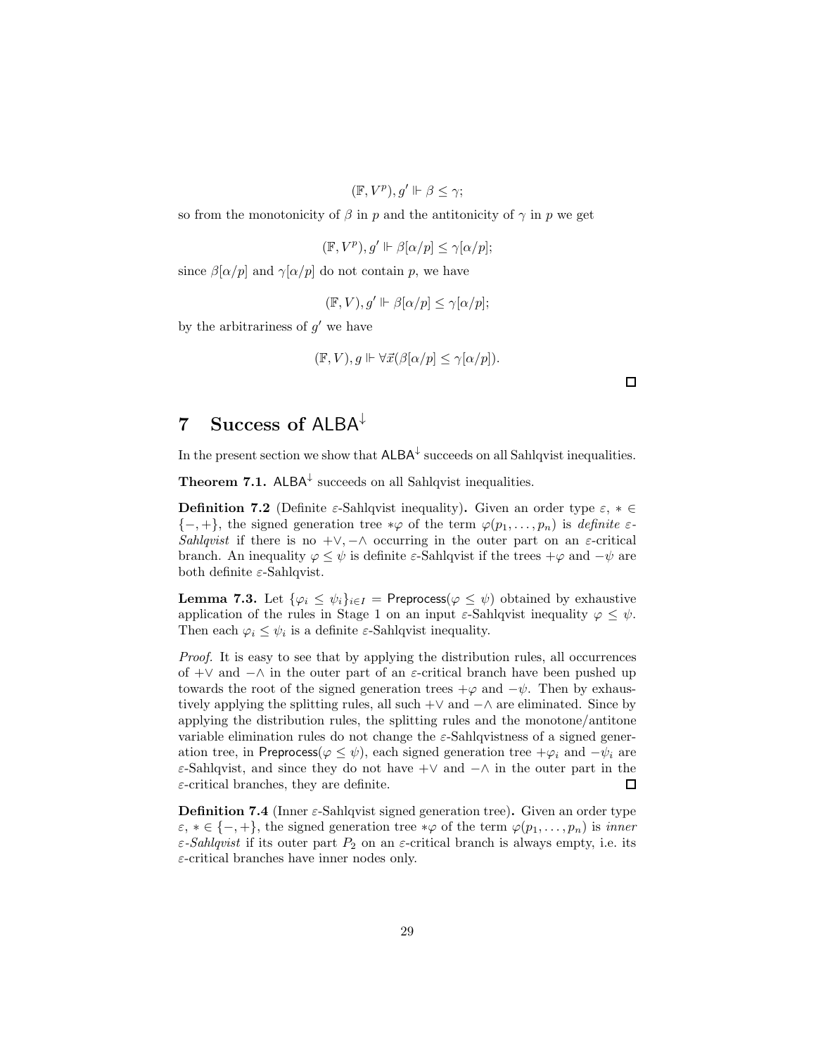$$(\mathbb{F}, V^p), g' \Vdash \beta \leq \gamma;$$

so from the monotonicity of $\beta$ in $p$ and the antitonicity of $\gamma$ in $p$ we get

$$(\mathbb{F}, V^p), g' \Vdash \beta[\alpha/p] \leq \gamma[\alpha/p];$$

since $\beta[\alpha/p]$ and $\gamma[\alpha/p]$ do not contain $p$, we have

$$(\mathbb{F}, V), g' \Vdash \beta[\alpha/p] \leq \gamma[\alpha/p];$$

by the arbitrariness of $g'$ we have

$$(\mathbb{F}, V), g \Vdash \forall \vec{x}(\beta[\alpha/p] \leq \gamma[\alpha/p]).$$

□

## 7 Success of $\mathsf{ALBA}^{\downarrow}$

In the present section we show that $\mathsf{ALBA}^{\downarrow}$ succeeds on all Sahlqvist inequalities.

**Theorem 7.1.** $\mathsf{ALBA}^{\downarrow}$ succeeds on all Sahlqvist inequalities.

**Definition 7.2** (Definite $\varepsilon$-Sahlqvist inequality)**.** Given an order type $\varepsilon$, $* \in \{-, +\}$, the signed generation tree $*\varphi$ of the term $\varphi(p_1, \ldots, p_n)$ is *definite $\varepsilon$-Sahlqvist* if there is no $+\vee, -\wedge$ occurring in the outer part on an $\varepsilon$-critical branch. An inequality $\varphi \leq \psi$ is definite $\varepsilon$-Sahlqvist if the trees $+\varphi$ and $-\psi$ are both definite $\varepsilon$-Sahlqvist.

**Lemma 7.3.** Let $\{\varphi_i \leq \psi_i\}_{i \in I} = \mathsf{Preprocess}(\varphi \leq \psi)$ obtained by exhaustive application of the rules in Stage 1 on an input $\varepsilon$-Sahlqvist inequality $\varphi \leq \psi$. Then each $\varphi_i \leq \psi_i$ is a definite $\varepsilon$-Sahlqvist inequality.

*Proof.* It is easy to see that by applying the distribution rules, all occurrences of $+\vee$ and $-\wedge$ in the outer part of an $\varepsilon$-critical branch have been pushed up towards the root of the signed generation trees $+\varphi$ and $-\psi$. Then by exhaustively applying the splitting rules, all such $+\vee$ and $-\wedge$ are eliminated. Since by applying the distribution rules, the splitting rules and the monotone/antitone variable elimination rules do not change the $\varepsilon$-Sahlqvistness of a signed generation tree, in $\mathsf{Preprocess}(\varphi \leq \psi)$, each signed generation tree $+\varphi_i$ and $-\psi_i$ are $\varepsilon$-Sahlqvist, and since they do not have $+\vee$ and $-\wedge$ in the outer part in the $\varepsilon$-critical branches, they are definite. □

**Definition 7.4** (Inner $\varepsilon$-Sahlqvist signed generation tree)**.** Given an order type $\varepsilon$, $* \in \{-, +\}$, the signed generation tree $*\varphi$ of the term $\varphi(p_1, \ldots, p_n)$ is *inner $\varepsilon$-Sahlqvist* if its outer part $P_2$ on an $\varepsilon$-critical branch is always empty, i.e. its $\varepsilon$-critical branches have inner nodes only.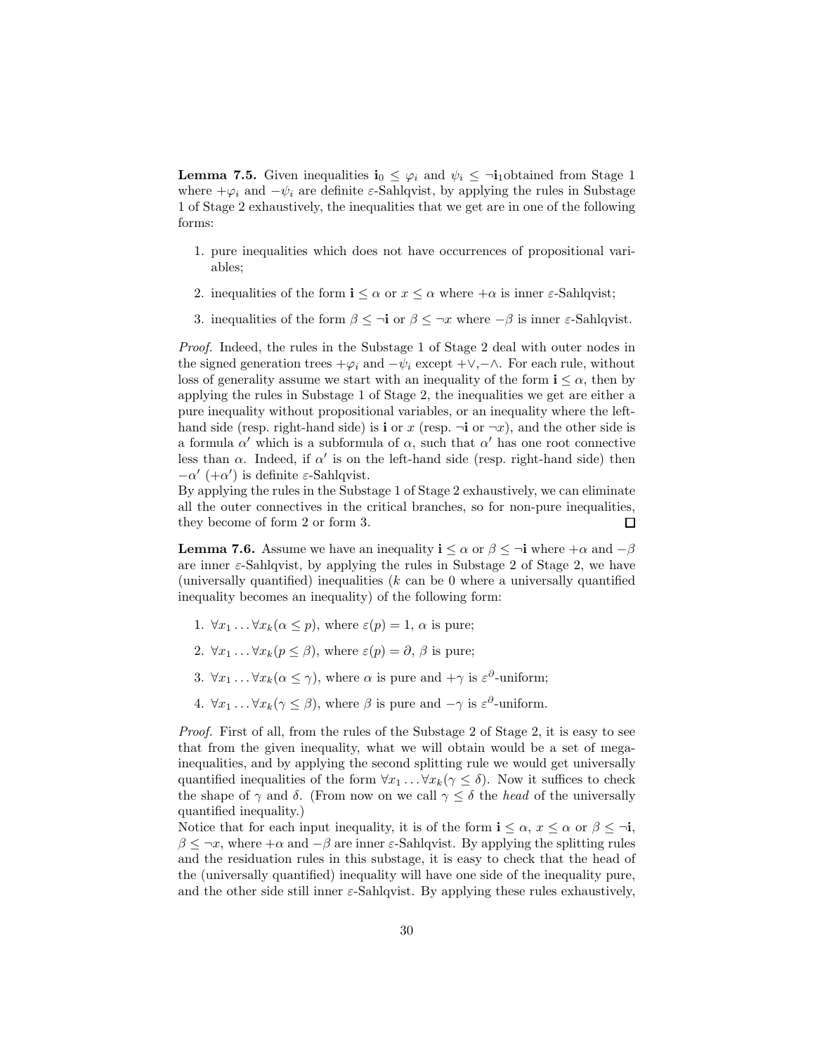**Lemma 7.5.** Given inequalities $\mathbf{i}_0 \leq \varphi_i$ and $\psi_i \leq \neg \mathbf{i}_1$obtained from Stage 1 where $+\varphi_i$ and $-\psi_i$ are definite $\varepsilon$-Sahlqvist, by applying the rules in Substage 1 of Stage 2 exhaustively, the inequalities that we get are in one of the following forms:

1. pure inequalities which does not have occurrences of propositional variables;
2. inequalities of the form $\mathbf{i} \leq \alpha$ or $x \leq \alpha$ where $+\alpha$ is inner $\varepsilon$-Sahlqvist;
3. inequalities of the form $\beta \leq \neg \mathbf{i}$ or $\beta \leq \neg x$ where $-\beta$ is inner $\varepsilon$-Sahlqvist.

*Proof.* Indeed, the rules in the Substage 1 of Stage 2 deal with outer nodes in the signed generation trees $+\varphi_i$ and $-\psi_i$ except $+\vee, -\wedge$. For each rule, without loss of generality assume we start with an inequality of the form $\mathbf{i} \leq \alpha$, then by applying the rules in Substage 1 of Stage 2, the inequalities we get are either a pure inequality without propositional variables, or an inequality where the left-hand side (resp. right-hand side) is $\mathbf{i}$ or $x$ (resp. $\neg \mathbf{i}$ or $\neg x$), and the other side is a formula $\alpha'$ which is a subformula of $\alpha$, such that $\alpha'$ has one root connective less than $\alpha$. Indeed, if $\alpha'$ is on the left-hand side (resp. right-hand side) then $-\alpha'$ ($+\alpha'$) is definite $\varepsilon$-Sahlqvist.
By applying the rules in the Substage 1 of Stage 2 exhaustively, we can eliminate all the outer connectives in the critical branches, so for non-pure inequalities, they become of form 2 or form 3. $\square$

**Lemma 7.6.** Assume we have an inequality $\mathbf{i} \leq \alpha$ or $\beta \leq \neg \mathbf{i}$ where $+\alpha$ and $-\beta$ are inner $\varepsilon$-Sahlqvist, by applying the rules in Substage 2 of Stage 2, we have (universally quantified) inequalities ($k$ can be 0 where a universally quantified inequality becomes an inequality) of the following form:

1. $\forall x_1 \ldots \forall x_k(\alpha \leq p)$, where $\varepsilon(p) = 1$, $\alpha$ is pure;
2. $\forall x_1 \ldots \forall x_k(p \leq \beta)$, where $\varepsilon(p) = \partial$, $\beta$ is pure;
3. $\forall x_1 \ldots \forall x_k(\alpha \leq \gamma)$, where $\alpha$ is pure and $+\gamma$ is $\varepsilon^\partial$-uniform;
4. $\forall x_1 \ldots \forall x_k(\gamma \leq \beta)$, where $\beta$ is pure and $-\gamma$ is $\varepsilon^\partial$-uniform.

*Proof.* First of all, from the rules of the Substage 2 of Stage 2, it is easy to see that from the given inequality, what we will obtain would be a set of mega-inequalities, and by applying the second splitting rule we would get universally quantified inequalities of the form $\forall x_1 \ldots \forall x_k(\gamma \leq \delta)$. Now it suffices to check the shape of $\gamma$ and $\delta$. (From now on we call $\gamma \leq \delta$ the *head* of the universally quantified inequality.)
Notice that for each input inequality, it is of the form $\mathbf{i} \leq \alpha$, $x \leq \alpha$ or $\beta \leq \neg \mathbf{i}$, $\beta \leq \neg x$, where $+\alpha$ and $-\beta$ are inner $\varepsilon$-Sahlqvist. By applying the splitting rules and the residuation rules in this substage, it is easy to check that the head of the (universally quantified) inequality will have one side of the inequality pure, and the other side still inner $\varepsilon$-Sahlqvist. By applying these rules exhaustively,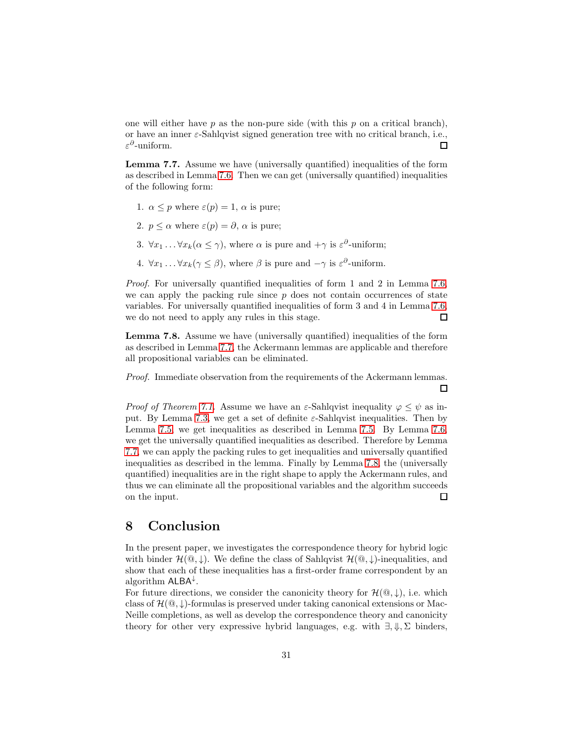one will either have $p$ as the non-pure side (with this $p$ on a critical branch), or have an inner $\varepsilon$-Sahlqvist signed generation tree with no critical branch, i.e., $\varepsilon^{\partial}$-uniform. ☐

**Lemma 7.7.** Assume we have (universally quantified) inequalities of the form as described in Lemma 7.6. Then we can get (universally quantified) inequalities of the following form:

1. $\alpha \leq p$ where $\varepsilon(p) = 1$, $\alpha$ is pure;
2. $p \leq \alpha$ where $\varepsilon(p) = \partial$, $\alpha$ is pure;
3. $\forall x_1 \ldots \forall x_k(\alpha \leq \gamma)$, where $\alpha$ is pure and $+\gamma$ is $\varepsilon^{\partial}$-uniform;
4. $\forall x_1 \ldots \forall x_k(\gamma \leq \beta)$, where $\beta$ is pure and $-\gamma$ is $\varepsilon^{\partial}$-uniform.

*Proof.* For universally quantified inequalities of form 1 and 2 in Lemma 7.6, we can apply the packing rule since $p$ does not contain occurrences of state variables. For universally quantified inequalities of form 3 and 4 in Lemma 7.6, we do not need to apply any rules in this stage. ☐

**Lemma 7.8.** Assume we have (universally quantified) inequalities of the form as described in Lemma 7.7, the Ackermann lemmas are applicable and therefore all propositional variables can be eliminated.

*Proof.* Immediate observation from the requirements of the Ackermann lemmas. ☐

*Proof of Theorem 7.1.* Assume we have an $\varepsilon$-Sahlqvist inequality $\varphi \leq \psi$ as input. By Lemma 7.3, we get a set of definite $\varepsilon$-Sahlqvist inequalities. Then by Lemma 7.5, we get inequalities as described in Lemma 7.5. By Lemma 7.6, we get the universally quantified inequalities as described. Therefore by Lemma 7.7, we can apply the packing rules to get inequalities and universally quantified inequalities as described in the lemma. Finally by Lemma 7.8, the (universally quantified) inequalities are in the right shape to apply the Ackermann rules, and thus we can eliminate all the propositional variables and the algorithm succeeds on the input. ☐

# 8 Conclusion

In the present paper, we investigates the correspondence theory for hybrid logic with binder $\mathcal{H}(@, \downarrow)$. We define the class of Sahlqvist $\mathcal{H}(@, \downarrow)$-inequalities, and show that each of these inequalities has a first-order frame correspondent by an algorithm $\mathsf{ALBA}^{\downarrow}$.

For future directions, we consider the canonicity theory for $\mathcal{H}(@, \downarrow)$, i.e. which class of $\mathcal{H}(@, \downarrow)$-formulas is preserved under taking canonical extensions or MacNeille completions, as well as develop the correspondence theory and canonicity theory for other very expressive hybrid languages, e.g. with $\exists, \Downarrow, \Sigma$ binders,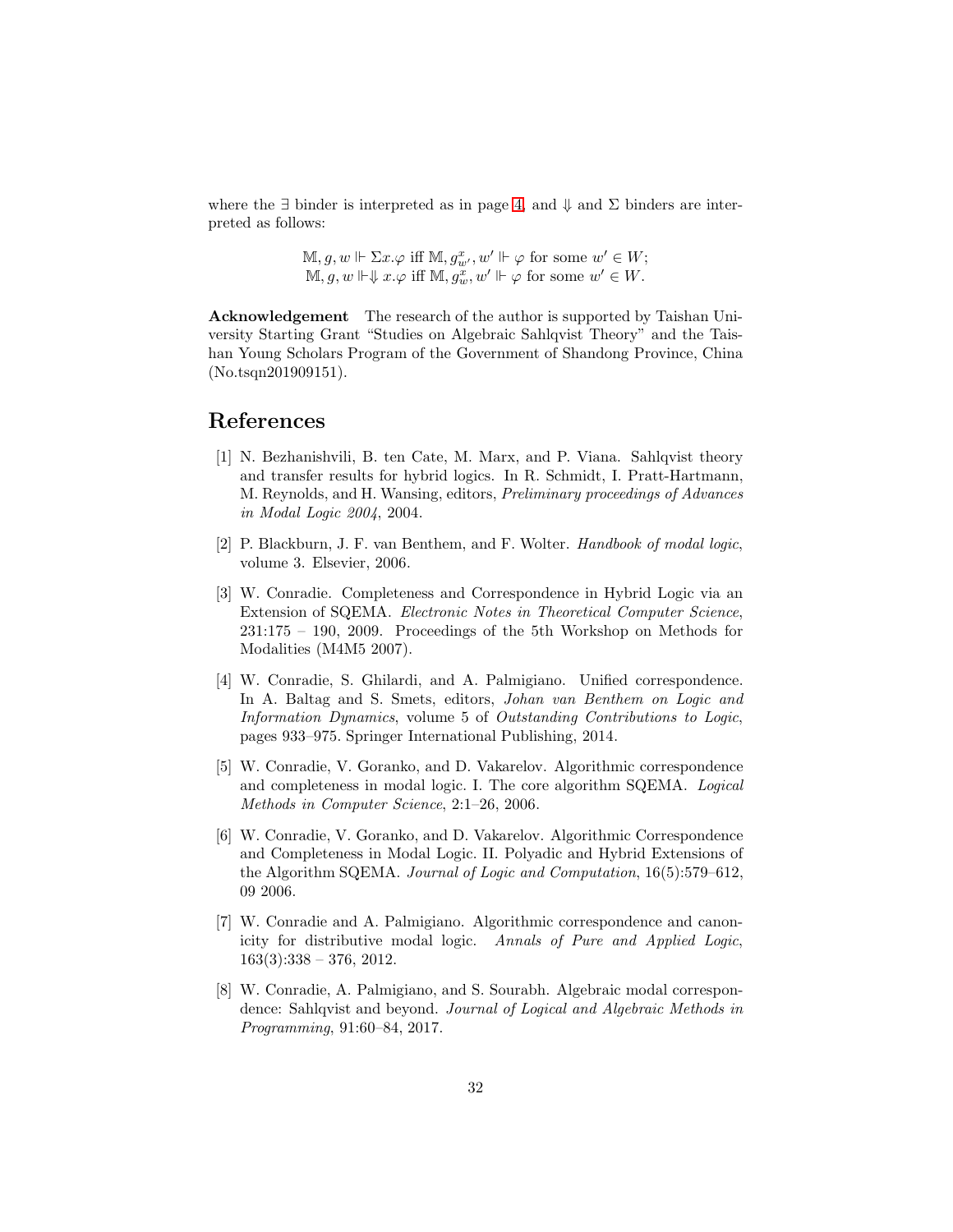where the $\exists$ binder is interpreted as in page 4, and $\Downarrow$ and $\Sigma$ binders are interpreted as follows:

$$\mathbb{M}, g, w \Vdash \Sigma x.\varphi \text{ iff } \mathbb{M}, g^x_{w'}, w' \Vdash \varphi \text{ for some } w' \in W;$$
$$\mathbb{M}, g, w \Vdash \Downarrow x.\varphi \text{ iff } \mathbb{M}, g^x_w, w' \Vdash \varphi \text{ for some } w' \in W.$$

**Acknowledgement** The research of the author is supported by Taishan University Starting Grant "Studies on Algebraic Sahlqvist Theory" and the Taishan Young Scholars Program of the Government of Shandong Province, China (No.tsqn201909151).

# References

[1] N. Bezhanishvili, B. ten Cate, M. Marx, and P. Viana. Sahlqvist theory and transfer results for hybrid logics. In R. Schmidt, I. Pratt-Hartmann, M. Reynolds, and H. Wansing, editors, *Preliminary proceedings of Advances in Modal Logic 2004*, 2004.

[2] P. Blackburn, J. F. van Benthem, and F. Wolter. *Handbook of modal logic*, volume 3. Elsevier, 2006.

[3] W. Conradie. Completeness and Correspondence in Hybrid Logic via an Extension of SQEMA. *Electronic Notes in Theoretical Computer Science*, 231:175 – 190, 2009. Proceedings of the 5th Workshop on Methods for Modalities (M4M5 2007).

[4] W. Conradie, S. Ghilardi, and A. Palmigiano. Unified correspondence. In A. Baltag and S. Smets, editors, *Johan van Benthem on Logic and Information Dynamics*, volume 5 of *Outstanding Contributions to Logic*, pages 933–975. Springer International Publishing, 2014.

[5] W. Conradie, V. Goranko, and D. Vakarelov. Algorithmic correspondence and completeness in modal logic. I. The core algorithm SQEMA. *Logical Methods in Computer Science*, 2:1–26, 2006.

[6] W. Conradie, V. Goranko, and D. Vakarelov. Algorithmic Correspondence and Completeness in Modal Logic. II. Polyadic and Hybrid Extensions of the Algorithm SQEMA. *Journal of Logic and Computation*, 16(5):579–612, 09 2006.

[7] W. Conradie and A. Palmigiano. Algorithmic correspondence and canonicity for distributive modal logic. *Annals of Pure and Applied Logic*, 163(3):338 – 376, 2012.

[8] W. Conradie, A. Palmigiano, and S. Sourabh. Algebraic modal correspondence: Sahlqvist and beyond. *Journal of Logical and Algebraic Methods in Programming*, 91:60–84, 2017.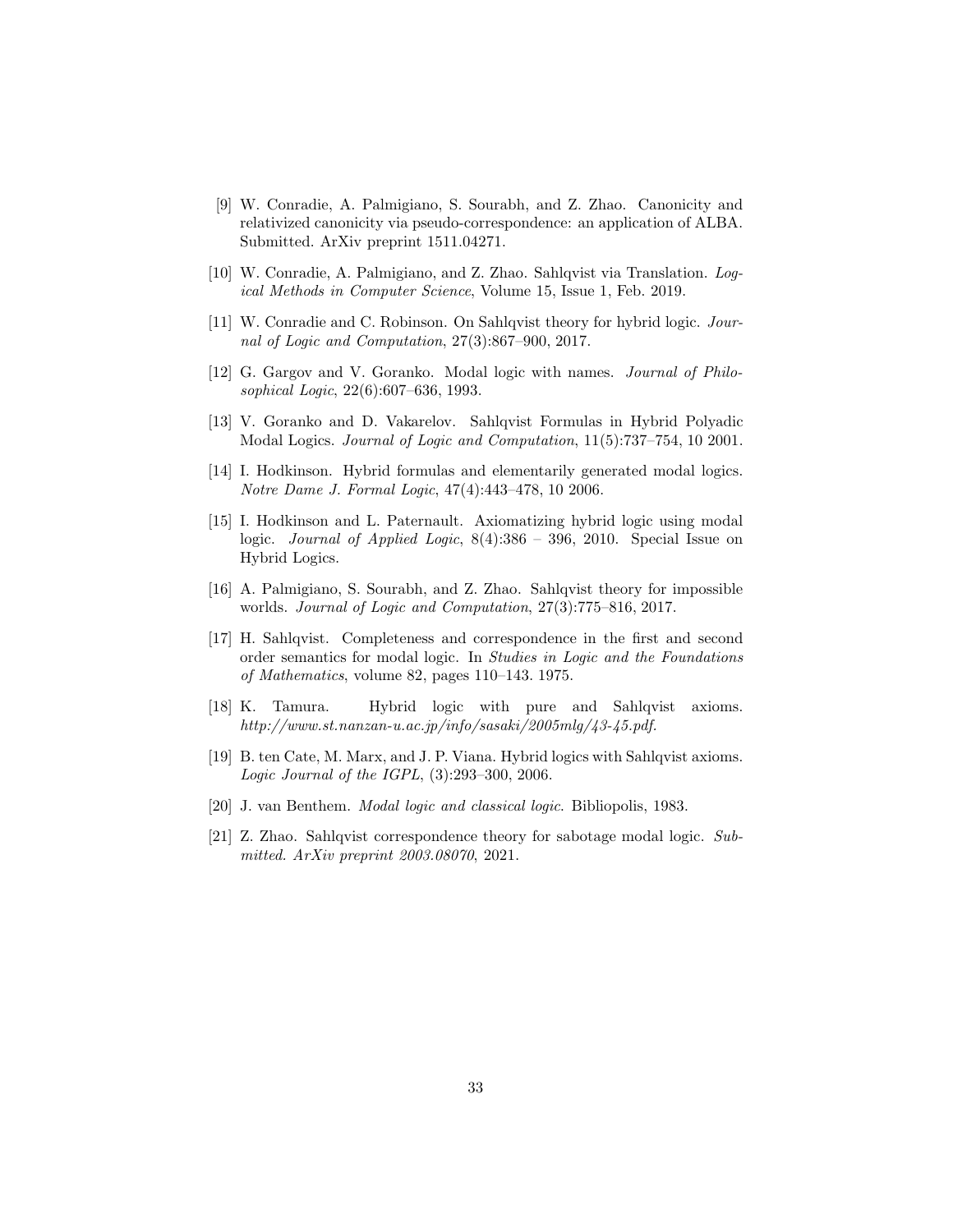[9] W. Conradie, A. Palmigiano, S. Sourabh, and Z. Zhao. Canonicity and relativized canonicity via pseudo-correspondence: an application of ALBA. Submitted. ArXiv preprint 1511.04271.

[10] W. Conradie, A. Palmigiano, and Z. Zhao. Sahlqvist via Translation. *Logical Methods in Computer Science*, Volume 15, Issue 1, Feb. 2019.

[11] W. Conradie and C. Robinson. On Sahlqvist theory for hybrid logic. *Journal of Logic and Computation*, 27(3):867–900, 2017.

[12] G. Gargov and V. Goranko. Modal logic with names. *Journal of Philosophical Logic*, 22(6):607–636, 1993.

[13] V. Goranko and D. Vakarelov. Sahlqvist Formulas in Hybrid Polyadic Modal Logics. *Journal of Logic and Computation*, 11(5):737–754, 10 2001.

[14] I. Hodkinson. Hybrid formulas and elementarily generated modal logics. *Notre Dame J. Formal Logic*, 47(4):443–478, 10 2006.

[15] I. Hodkinson and L. Paternault. Axiomatizing hybrid logic using modal logic. *Journal of Applied Logic*, 8(4):386 – 396, 2010. Special Issue on Hybrid Logics.

[16] A. Palmigiano, S. Sourabh, and Z. Zhao. Sahlqvist theory for impossible worlds. *Journal of Logic and Computation*, 27(3):775–816, 2017.

[17] H. Sahlqvist. Completeness and correspondence in the first and second order semantics for modal logic. In *Studies in Logic and the Foundations of Mathematics*, volume 82, pages 110–143. 1975.

[18] K. Tamura. Hybrid logic with pure and Sahlqvist axioms. *http://www.st.nanzan-u.ac.jp/info/sasaki/2005mlg/43-45.pdf.*

[19] B. ten Cate, M. Marx, and J. P. Viana. Hybrid logics with Sahlqvist axioms. *Logic Journal of the IGPL*, (3):293–300, 2006.

[20] J. van Benthem. *Modal logic and classical logic*. Bibliopolis, 1983.

[21] Z. Zhao. Sahlqvist correspondence theory for sabotage modal logic. *Submitted. ArXiv preprint 2003.08070*, 2021.